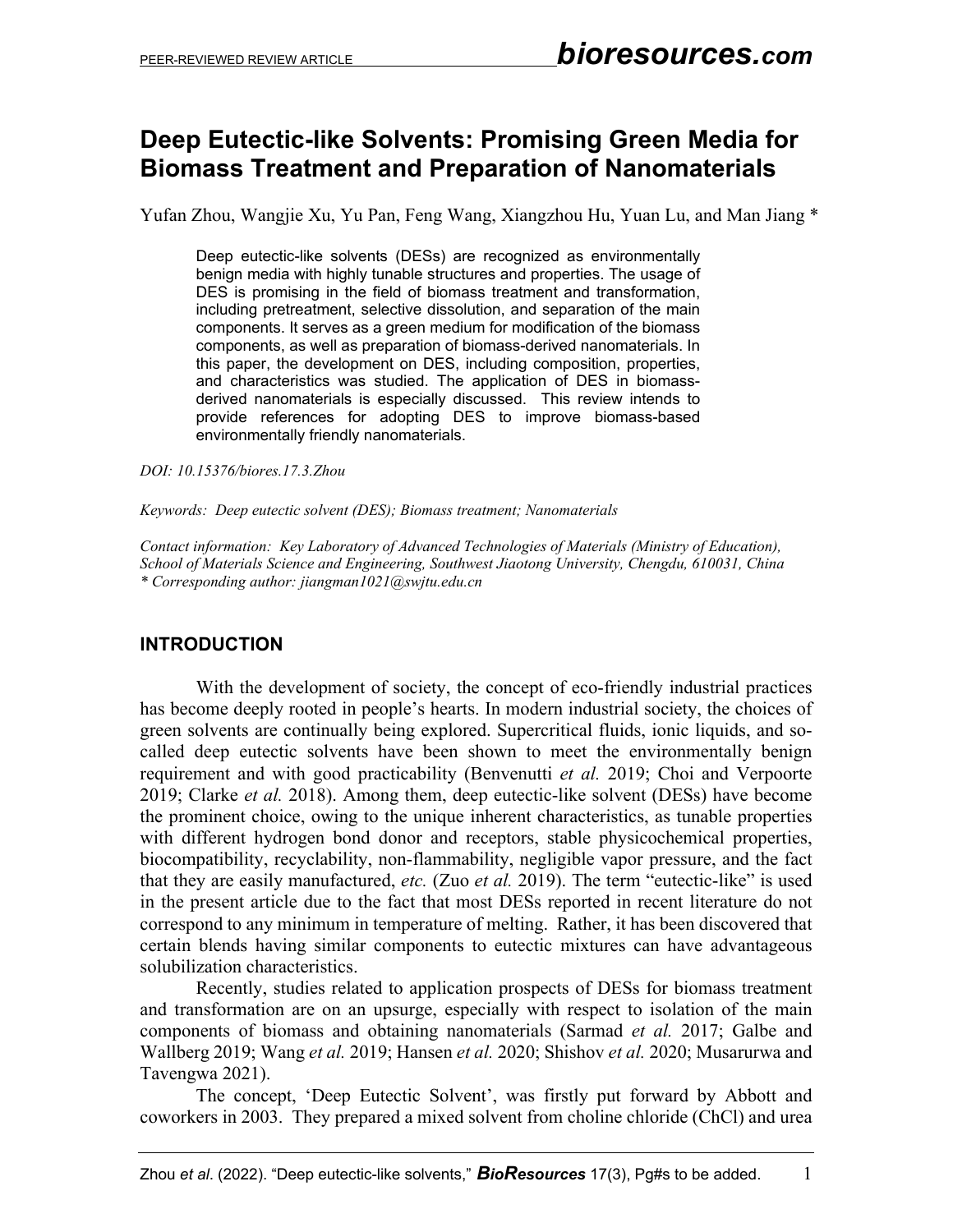# Deep Eutectic-like Solvents: Promising Green Media for Biomass Treatment and Preparation of Nanomaterials

Yufan Zhou, Wangjie Xu, Yu Pan, Feng Wang, Xiangzhou Hu, Yuan Lu, and Man Jiang *

> Deep eutectic-like solvents (DESs) are recognized as environmentally benign media with highly tunable structures and properties. The usage of DES is promising in the field of biomass treatment and transformation, including pretreatment, selective dissolution, and separation of the main components. It serves as a green medium for modification of the biomass components, as well as preparation of biomass-derived nanomaterials. In this paper, the development on DES, including composition, properties, and characteristics was studied. The application of DES in biomass-derived nanomaterials is especially discussed. This review intends to provide references for adopting DES to improve biomass-based environmentally friendly nanomaterials.

*DOI: 10.15376/biores.17.3.Zhou*

*Keywords: Deep eutectic solvent (DES); Biomass treatment; Nanomaterials*

*Contact information: Key Laboratory of Advanced Technologies of Materials (Ministry of Education), School of Materials Science and Engineering, Southwest Jiaotong University, Chengdu, 610031, China*
*\* Corresponding author: jiangman1021@swjtu.edu.cn*

## INTRODUCTION

With the development of society, the concept of eco-friendly industrial practices has become deeply rooted in people's hearts. In modern industrial society, the choices of green solvents are continually being explored. Supercritical fluids, ionic liquids, and so-called deep eutectic solvents have been shown to meet the environmentally benign requirement and with good practicability (Benvenutti *et al.* 2019; Choi and Verpoorte 2019; Clarke *et al.* 2018). Among them, deep eutectic-like solvent (DESs) have become the prominent choice, owing to the unique inherent characteristics, as tunable properties with different hydrogen bond donor and receptors, stable physicochemical properties, biocompatibility, recyclability, non-flammability, negligible vapor pressure, and the fact that they are easily manufactured, *etc.* (Zuo *et al.* 2019). The term "eutectic-like" is used in the present article due to the fact that most DESs reported in recent literature do not correspond to any minimum in temperature of melting. Rather, it has been discovered that certain blends having similar components to eutectic mixtures can have advantageous solubilization characteristics.

Recently, studies related to application prospects of DESs for biomass treatment and transformation are on an upsurge, especially with respect to isolation of the main components of biomass and obtaining nanomaterials (Sarmad *et al.* 2017; Galbe and Wallberg 2019; Wang *et al.* 2019; Hansen *et al.* 2020; Shishov *et al.* 2020; Musarurwa and Tavengwa 2021).

The concept, 'Deep Eutectic Solvent', was firstly put forward by Abbott and coworkers in 2003. They prepared a mixed solvent from choline chloride (ChCl) and urea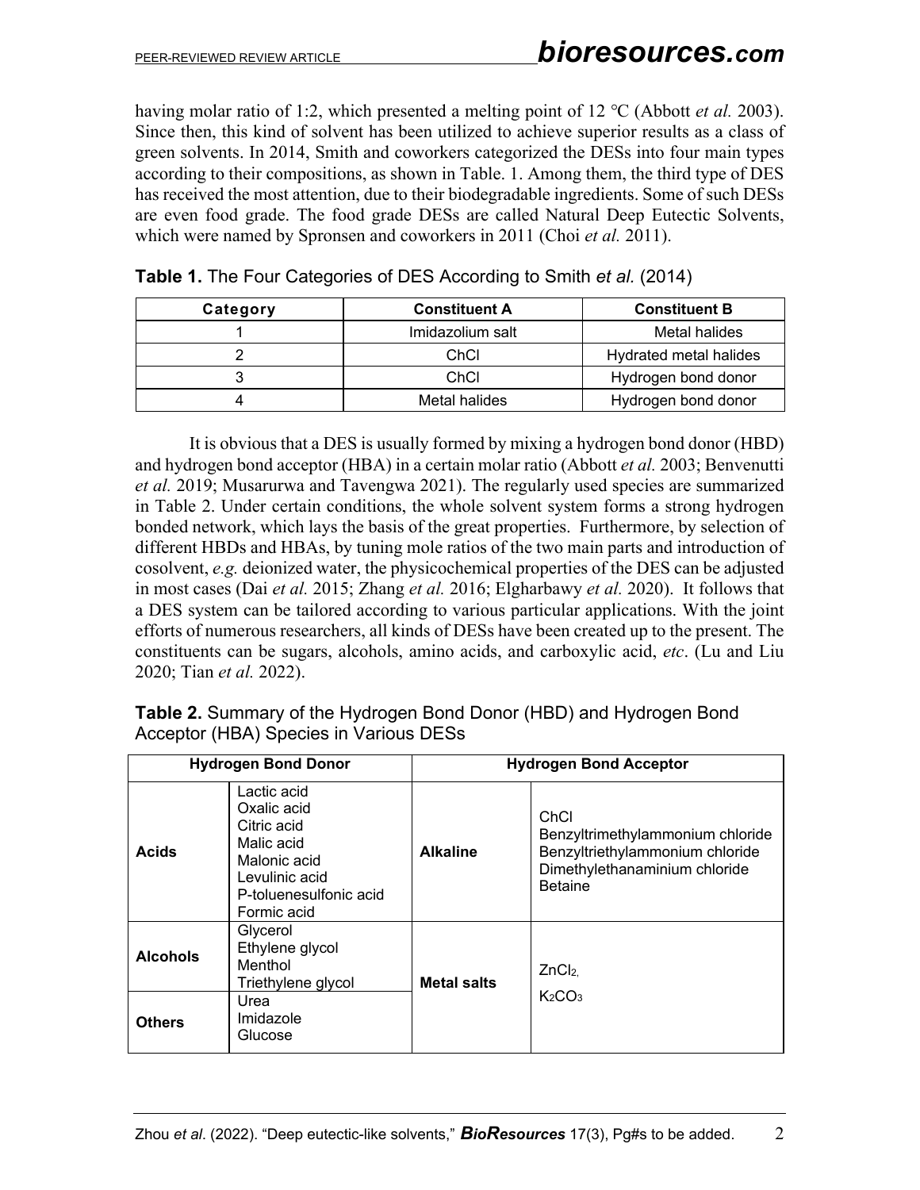having molar ratio of 1:2, which presented a melting point of 12 °C (Abbott *et al.* 2003). Since then, this kind of solvent has been utilized to achieve superior results as a class of green solvents. In 2014, Smith and coworkers categorized the DESs into four main types according to their compositions, as shown in Table. 1. Among them, the third type of DES has received the most attention, due to their biodegradable ingredients. Some of such DESs are even food grade. The food grade DESs are called Natural Deep Eutectic Solvents, which were named by Spronsen and coworkers in 2011 (Choi *et al.* 2011).

**Table 1.** The Four Categories of DES According to Smith *et al.* (2014)

| Category | Constituent A | Constituent B |
|---|---|---|
| 1 | Imidazolium salt | Metal halides |
| 2 | ChCl | Hydrated metal halides |
| 3 | ChCl | Hydrogen bond donor |
| 4 | Metal halides | Hydrogen bond donor |

It is obvious that a DES is usually formed by mixing a hydrogen bond donor (HBD) and hydrogen bond acceptor (HBA) in a certain molar ratio (Abbott *et al.* 2003; Benvenutti *et al.* 2019; Musarurwa and Tavengwa 2021). The regularly used species are summarized in Table 2. Under certain conditions, the whole solvent system forms a strong hydrogen bonded network, which lays the basis of the great properties. Furthermore, by selection of different HBDs and HBAs, by tuning mole ratios of the two main parts and introduction of cosolvent, *e.g.* deionized water, the physicochemical properties of the DES can be adjusted in most cases (Dai *et al.* 2015; Zhang *et al.* 2016; Elgharbawy *et al.* 2020). It follows that a DES system can be tailored according to various particular applications. With the joint efforts of numerous researchers, all kinds of DESs have been created up to the present. The constituents can be sugars, alcohols, amino acids, and carboxylic acid, *etc*. (Lu and Liu 2020; Tian *et al.* 2022).

**Table 2.** Summary of the Hydrogen Bond Donor (HBD) and Hydrogen Bond Acceptor (HBA) Species in Various DESs

| Hydrogen Bond Donor | | Hydrogen Bond Acceptor | |
|---|---|---|---|
| **Acids** | Lactic acid<br>Oxalic acid<br>Citric acid<br>Malic acid<br>Malonic acid<br>Levulinic acid<br>P-toluenesulfonic acid<br>Formic acid | **Alkaline** | ChCl<br>Benzyltrimethylammonium chloride<br>Benzyltriethylammonium chloride<br>Dimethylethanaminium chloride<br>Betaine |
| **Alcohols** | Glycerol<br>Ethylene glycol<br>Menthol<br>Triethylene glycol | **Metal salts** | $ZnCl_2$,<br>$K_2CO_3$ |
| **Others** | Urea<br>Imidazole<br>Glucose | | |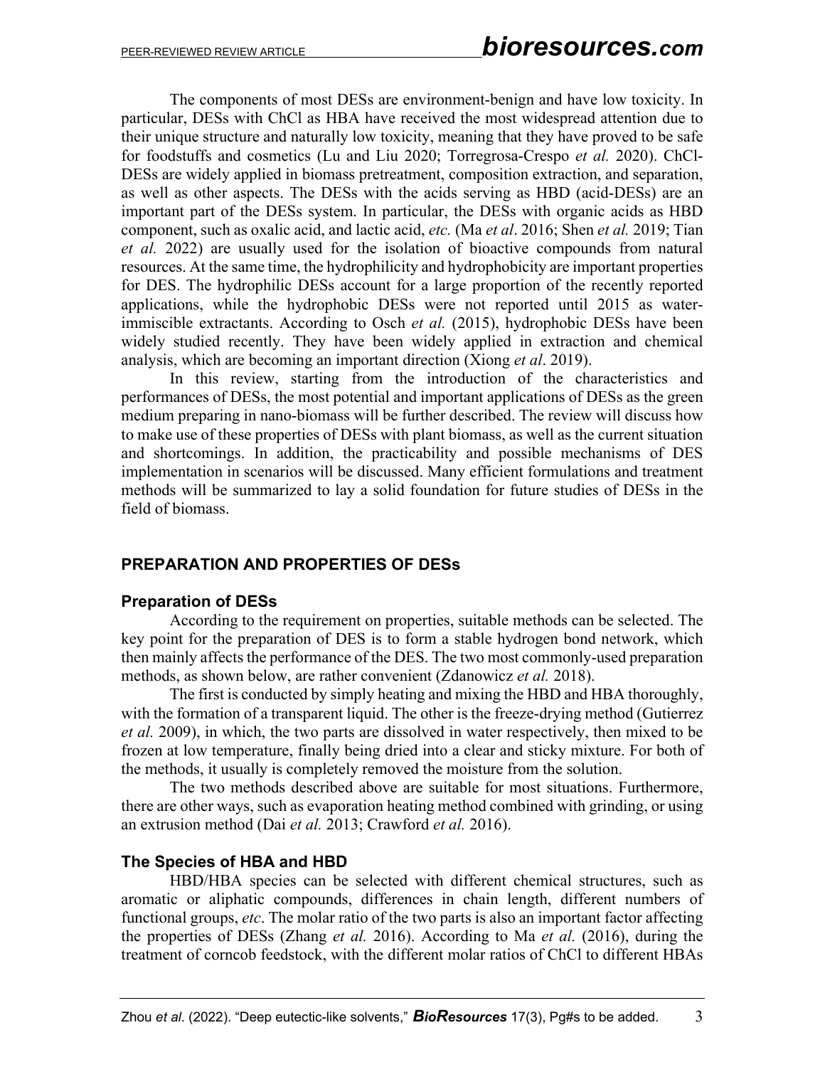The components of most DESs are environment-benign and have low toxicity. In particular, DESs with ChCl as HBA have received the most widespread attention due to their unique structure and naturally low toxicity, meaning that they have proved to be safe for foodstuffs and cosmetics (Lu and Liu 2020; Torregrosa-Crespo *et al.* 2020). ChCl-DESs are widely applied in biomass pretreatment, composition extraction, and separation, as well as other aspects. The DESs with the acids serving as HBD (acid-DESs) are an important part of the DESs system. In particular, the DESs with organic acids as HBD component, such as oxalic acid, and lactic acid, *etc.* (Ma *et al*. 2016; Shen *et al.* 2019; Tian *et al.* 2022) are usually used for the isolation of bioactive compounds from natural resources. At the same time, the hydrophilicity and hydrophobicity are important properties for DES. The hydrophilic DESs account for a large proportion of the recently reported applications, while the hydrophobic DESs were not reported until 2015 as water-immiscible extractants. According to Osch *et al.* (2015), hydrophobic DESs have been widely studied recently. They have been widely applied in extraction and chemical analysis, which are becoming an important direction (Xiong *et al*. 2019).

In this review, starting from the introduction of the characteristics and performances of DESs, the most potential and important applications of DESs as the green medium preparing in nano-biomass will be further described. The review will discuss how to make use of these properties of DESs with plant biomass, as well as the current situation and shortcomings. In addition, the practicability and possible mechanisms of DES implementation in scenarios will be discussed. Many efficient formulations and treatment methods will be summarized to lay a solid foundation for future studies of DESs in the field of biomass.

## PREPARATION AND PROPERTIES OF DESs

### Preparation of DESs

According to the requirement on properties, suitable methods can be selected. The key point for the preparation of DES is to form a stable hydrogen bond network, which then mainly affects the performance of the DES. The two most commonly-used preparation methods, as shown below, are rather convenient (Zdanowicz *et al.* 2018).

The first is conducted by simply heating and mixing the HBD and HBA thoroughly, with the formation of a transparent liquid. The other is the freeze-drying method (Gutierrez *et al.* 2009), in which, the two parts are dissolved in water respectively, then mixed to be frozen at low temperature, finally being dried into a clear and sticky mixture. For both of the methods, it usually is completely removed the moisture from the solution.

The two methods described above are suitable for most situations. Furthermore, there are other ways, such as evaporation heating method combined with grinding, or using an extrusion method (Dai *et al.* 2013; Crawford *et al.* 2016).

### The Species of HBA and HBD

HBD/HBA species can be selected with different chemical structures, such as aromatic or aliphatic compounds, differences in chain length, different numbers of functional groups, *etc*. The molar ratio of the two parts is also an important factor affecting the properties of DESs (Zhang *et al.* 2016). According to Ma *et al.* (2016), during the treatment of corncob feedstock, with the different molar ratios of ChCl to different HBAs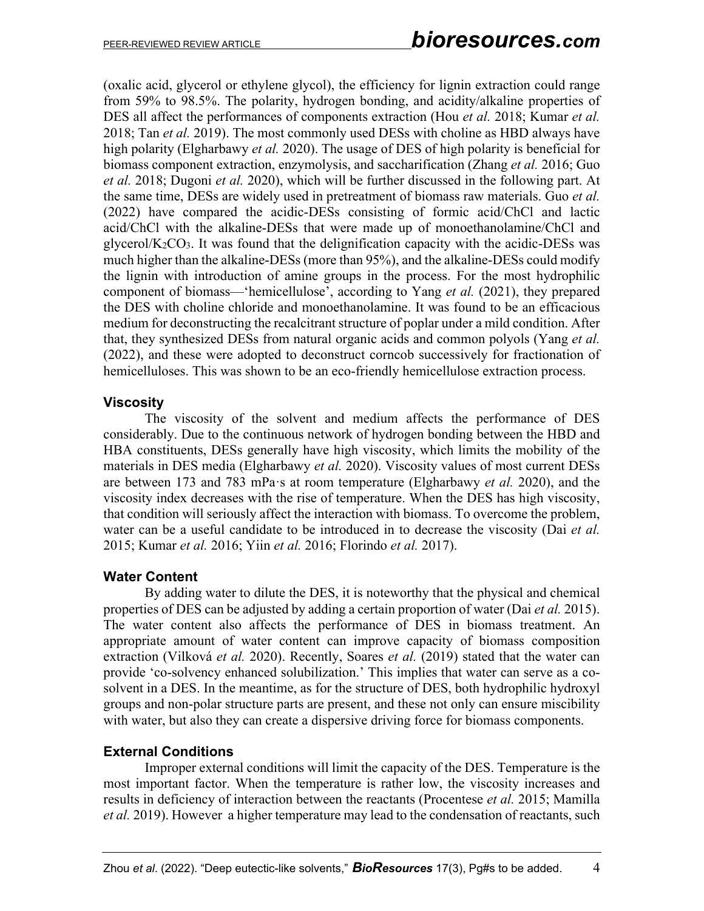(oxalic acid, glycerol or ethylene glycol), the efficiency for lignin extraction could range from 59% to 98.5%. The polarity, hydrogen bonding, and acidity/alkaline properties of DES all affect the performances of components extraction (Hou *et al.* 2018; Kumar *et al.* 2018; Tan *et al.* 2019). The most commonly used DESs with choline as HBD always have high polarity (Elgharbawy *et al.* 2020). The usage of DES of high polarity is beneficial for biomass component extraction, enzymolysis, and saccharification (Zhang *et al.* 2016; Guo *et al.* 2018; Dugoni *et al.* 2020), which will be further discussed in the following part. At the same time, DESs are widely used in pretreatment of biomass raw materials. Guo *et al.* (2022) have compared the acidic-DESs consisting of formic acid/ChCl and lactic acid/ChCl with the alkaline-DESs that were made up of monoethanolamine/ChCl and glycerol/$K_2CO_3$. It was found that the delignification capacity with the acidic-DESs was much higher than the alkaline-DESs (more than 95%), and the alkaline-DESs could modify the lignin with introduction of amine groups in the process. For the most hydrophilic component of biomass—'hemicellulose', according to Yang *et al.* (2021), they prepared the DES with choline chloride and monoethanolamine. It was found to be an efficacious medium for deconstructing the recalcitrant structure of poplar under a mild condition. After that, they synthesized DESs from natural organic acids and common polyols (Yang *et al.* (2022), and these were adopted to deconstruct corncob successively for fractionation of hemicelluloses. This was shown to be an eco-friendly hemicellulose extraction process.

### Viscosity

The viscosity of the solvent and medium affects the performance of DES considerably. Due to the continuous network of hydrogen bonding between the HBD and HBA constituents, DESs generally have high viscosity, which limits the mobility of the materials in DES media (Elgharbawy *et al.* 2020). Viscosity values of most current DESs are between 173 and 783 mPa·s at room temperature (Elgharbawy *et al.* 2020), and the viscosity index decreases with the rise of temperature. When the DES has high viscosity, that condition will seriously affect the interaction with biomass. To overcome the problem, water can be a useful candidate to be introduced in to decrease the viscosity (Dai *et al.* 2015; Kumar *et al.* 2016; Yiin *et al.* 2016; Florindo *et al.* 2017).

### Water Content

By adding water to dilute the DES, it is noteworthy that the physical and chemical properties of DES can be adjusted by adding a certain proportion of water (Dai *et al.* 2015). The water content also affects the performance of DES in biomass treatment. An appropriate amount of water content can improve capacity of biomass composition extraction (Vilková *et al.* 2020). Recently, Soares *et al.* (2019) stated that the water can provide 'co-solvency enhanced solubilization.' This implies that water can serve as a co-solvent in a DES. In the meantime, as for the structure of DES, both hydrophilic hydroxyl groups and non-polar structure parts are present, and these not only can ensure miscibility with water, but also they can create a dispersive driving force for biomass components.

### External Conditions

Improper external conditions will limit the capacity of the DES. Temperature is the most important factor. When the temperature is rather low, the viscosity increases and results in deficiency of interaction between the reactants (Procentese *et al.* 2015; Mamilla *et al.* 2019). However a higher temperature may lead to the condensation of reactants, such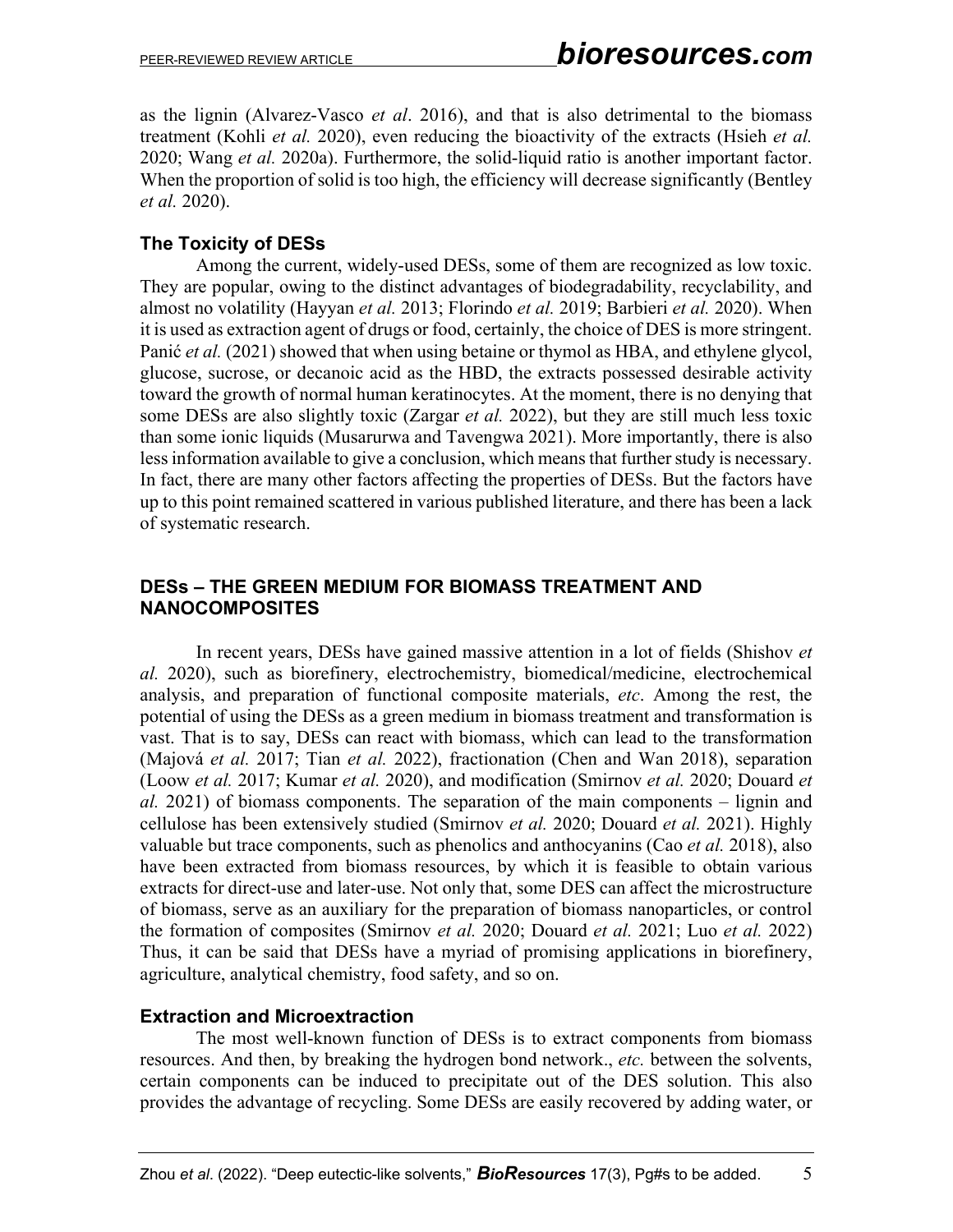as the lignin (Alvarez-Vasco *et al*. 2016), and that is also detrimental to the biomass treatment (Kohli *et al.* 2020), even reducing the bioactivity of the extracts (Hsieh *et al.* 2020; Wang *et al.* 2020a). Furthermore, the solid-liquid ratio is another important factor. When the proportion of solid is too high, the efficiency will decrease significantly (Bentley *et al.* 2020).

### The Toxicity of DESs

Among the current, widely-used DESs, some of them are recognized as low toxic. They are popular, owing to the distinct advantages of biodegradability, recyclability, and almost no volatility (Hayyan *et al.* 2013; Florindo *et al.* 2019; Barbieri *et al.* 2020). When it is used as extraction agent of drugs or food, certainly, the choice of DES is more stringent. Panić *et al.* (2021) showed that when using betaine or thymol as HBA, and ethylene glycol, glucose, sucrose, or decanoic acid as the HBD, the extracts possessed desirable activity toward the growth of normal human keratinocytes. At the moment, there is no denying that some DESs are also slightly toxic (Zargar *et al.* 2022), but they are still much less toxic than some ionic liquids (Musarurwa and Tavengwa 2021). More importantly, there is also less information available to give a conclusion, which means that further study is necessary. In fact, there are many other factors affecting the properties of DESs. But the factors have up to this point remained scattered in various published literature, and there has been a lack of systematic research.

## DESs – THE GREEN MEDIUM FOR BIOMASS TREATMENT AND NANOCOMPOSITES

In recent years, DESs have gained massive attention in a lot of fields (Shishov *et al.* 2020), such as biorefinery, electrochemistry, biomedical/medicine, electrochemical analysis, and preparation of functional composite materials, *etc*. Among the rest, the potential of using the DESs as a green medium in biomass treatment and transformation is vast. That is to say, DESs can react with biomass, which can lead to the transformation (Majová *et al.* 2017; Tian *et al.* 2022), fractionation (Chen and Wan 2018), separation (Loow *et al.* 2017; Kumar *et al.* 2020), and modification (Smirnov *et al.* 2020; Douard *et al.* 2021) of biomass components. The separation of the main components – lignin and cellulose has been extensively studied (Smirnov *et al.* 2020; Douard *et al.* 2021). Highly valuable but trace components, such as phenolics and anthocyanins (Cao *et al.* 2018), also have been extracted from biomass resources, by which it is feasible to obtain various extracts for direct-use and later-use. Not only that, some DES can affect the microstructure of biomass, serve as an auxiliary for the preparation of biomass nanoparticles, or control the formation of composites (Smirnov *et al.* 2020; Douard *et al.* 2021; Luo *et al.* 2022) Thus, it can be said that DESs have a myriad of promising applications in biorefinery, agriculture, analytical chemistry, food safety, and so on.

### Extraction and Microextraction

The most well-known function of DESs is to extract components from biomass resources. And then, by breaking the hydrogen bond network., *etc.* between the solvents, certain components can be induced to precipitate out of the DES solution. This also provides the advantage of recycling. Some DESs are easily recovered by adding water, or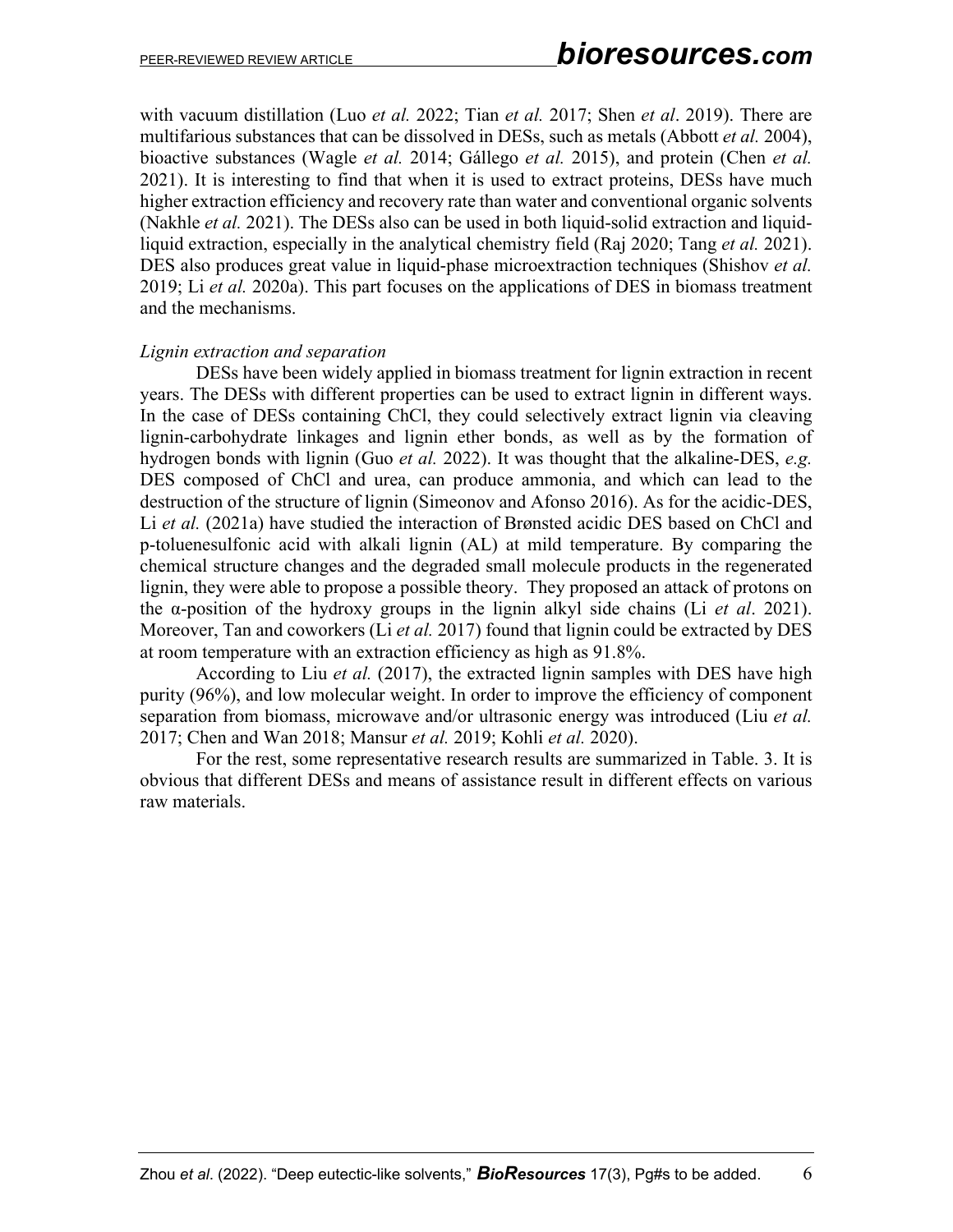with vacuum distillation (Luo *et al.* 2022; Tian *et al.* 2017; Shen *et al*. 2019). There are multifarious substances that can be dissolved in DESs, such as metals (Abbott *et al.* 2004), bioactive substances (Wagle *et al.* 2014; Gállego *et al.* 2015), and protein (Chen *et al.* 2021). It is interesting to find that when it is used to extract proteins, DESs have much higher extraction efficiency and recovery rate than water and conventional organic solvents (Nakhle *et al.* 2021). The DESs also can be used in both liquid-solid extraction and liquid-liquid extraction, especially in the analytical chemistry field (Raj 2020; Tang *et al.* 2021). DES also produces great value in liquid-phase microextraction techniques (Shishov *et al.* 2019; Li *et al.* 2020a). This part focuses on the applications of DES in biomass treatment and the mechanisms.

*Lignin extraction and separation*

DESs have been widely applied in biomass treatment for lignin extraction in recent years. The DESs with different properties can be used to extract lignin in different ways. In the case of DESs containing ChCl, they could selectively extract lignin via cleaving lignin-carbohydrate linkages and lignin ether bonds, as well as by the formation of hydrogen bonds with lignin (Guo *et al.* 2022). It was thought that the alkaline-DES, *e.g.* DES composed of ChCl and urea, can produce ammonia, and which can lead to the destruction of the structure of lignin (Simeonov and Afonso 2016). As for the acidic-DES, Li *et al.* (2021a) have studied the interaction of Brønsted acidic DES based on ChCl and p-toluenesulfonic acid with alkali lignin (AL) at mild temperature. By comparing the chemical structure changes and the degraded small molecule products in the regenerated lignin, they were able to propose a possible theory. They proposed an attack of protons on the α-position of the hydroxy groups in the lignin alkyl side chains (Li *et al*. 2021). Moreover, Tan and coworkers (Li *et al.* 2017) found that lignin could be extracted by DES at room temperature with an extraction efficiency as high as 91.8%.

According to Liu *et al.* (2017), the extracted lignin samples with DES have high purity (96%), and low molecular weight. In order to improve the efficiency of component separation from biomass, microwave and/or ultrasonic energy was introduced (Liu *et al.* 2017; Chen and Wan 2018; Mansur *et al.* 2019; Kohli *et al.* 2020).

For the rest, some representative research results are summarized in Table. 3. It is obvious that different DESs and means of assistance result in different effects on various raw materials.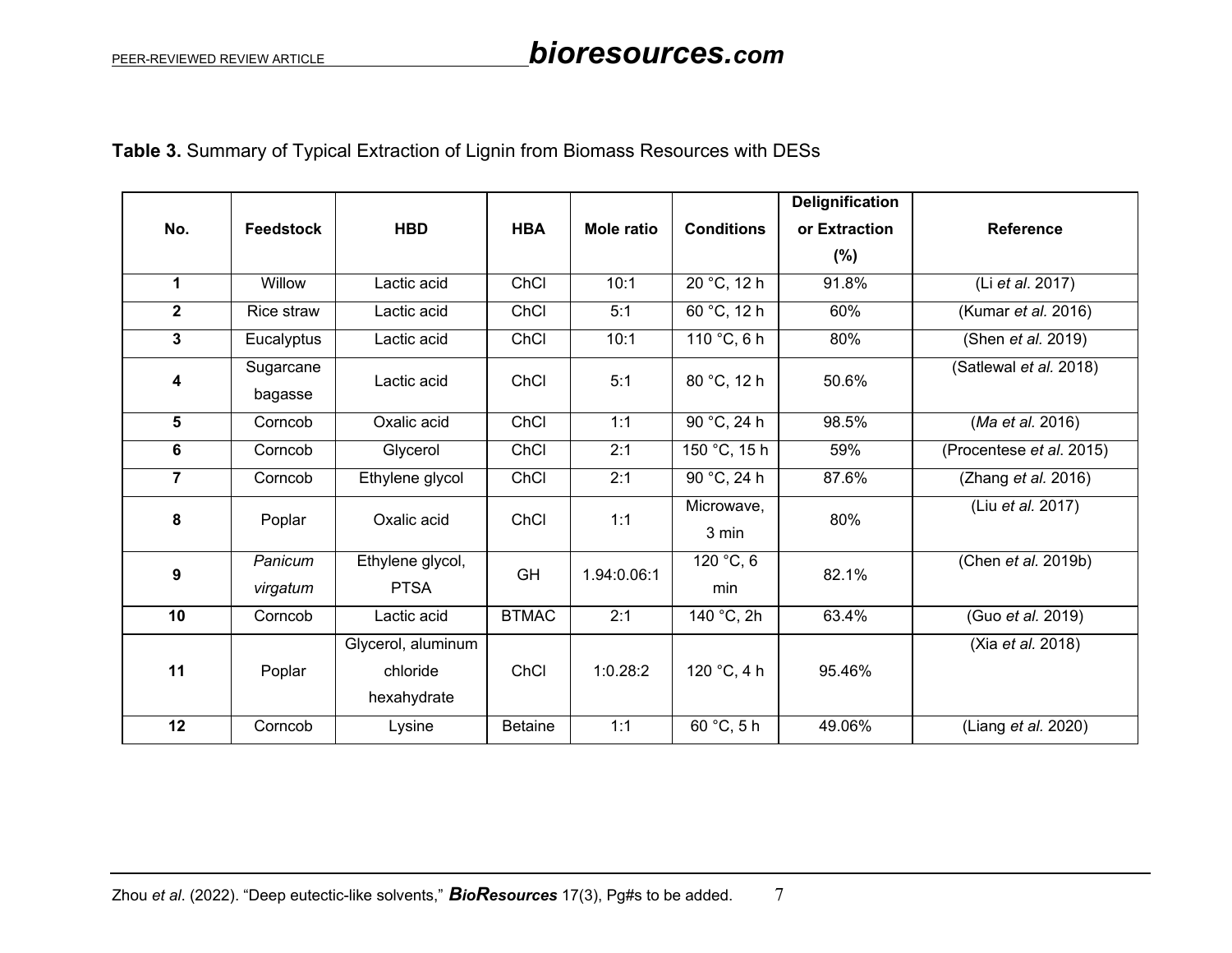**Table 3.** Summary of Typical Extraction of Lignin from Biomass Resources with DESs

| No. | Feedstock | HBD | HBA | Mole ratio | Conditions | Delignification or Extraction (%) | Reference |
|---|---|---|---|---|---|---|---|
| **1** | Willow | Lactic acid | ChCl | 10:1 | 20 °C, 12 h | 91.8% | (Li *et al*. 2017) |
| **2** | Rice straw | Lactic acid | ChCl | 5:1 | 60 °C, 12 h | 60% | (Kumar *et al.* 2016) |
| **3** | Eucalyptus | Lactic acid | ChCl | 10:1 | 110 °C, 6 h | 80% | (Shen *et al.* 2019) |
| **4** | Sugarcane bagasse | Lactic acid | ChCl | 5:1 | 80 °C, 12 h | 50.6% | (Satlewal *et al.* 2018) |
| **5** | Corncob | Oxalic acid | ChCl | 1:1 | 90 °C, 24 h | 98.5% | (*Ma et al.* 2016) |
| **6** | Corncob | Glycerol | ChCl | 2:1 | 150 °C, 15 h | 59% | (Procentese *et al*. 2015) |
| **7** | Corncob | Ethylene glycol | ChCl | 2:1 | 90 °C, 24 h | 87.6% | (Zhang *et al.* 2016) |
| **8** | Poplar | Oxalic acid | ChCl | 1:1 | Microwave, 3 min | 80% | (Liu *et al.* 2017) |
| **9** | *Panicum virgatum* | Ethylene glycol, PTSA | GH | 1.94:0.06:1 | 120 °C, 6 min | 82.1% | (Chen *et al.* 2019b) |
| **10** | Corncob | Lactic acid | BTMAC | 2:1 | 140 °C, 2h | 63.4% | (Guo *et al.* 2019) |
| **11** | Poplar | Glycerol, aluminum chloride hexahydrate | ChCl | 1:0.28:2 | 120 °C, 4 h | 95.46% | (Xia *et al.* 2018) |
| **12** | Corncob | Lysine | Betaine | 1:1 | 60 °C, 5 h | 49.06% | (Liang *et al.* 2020) |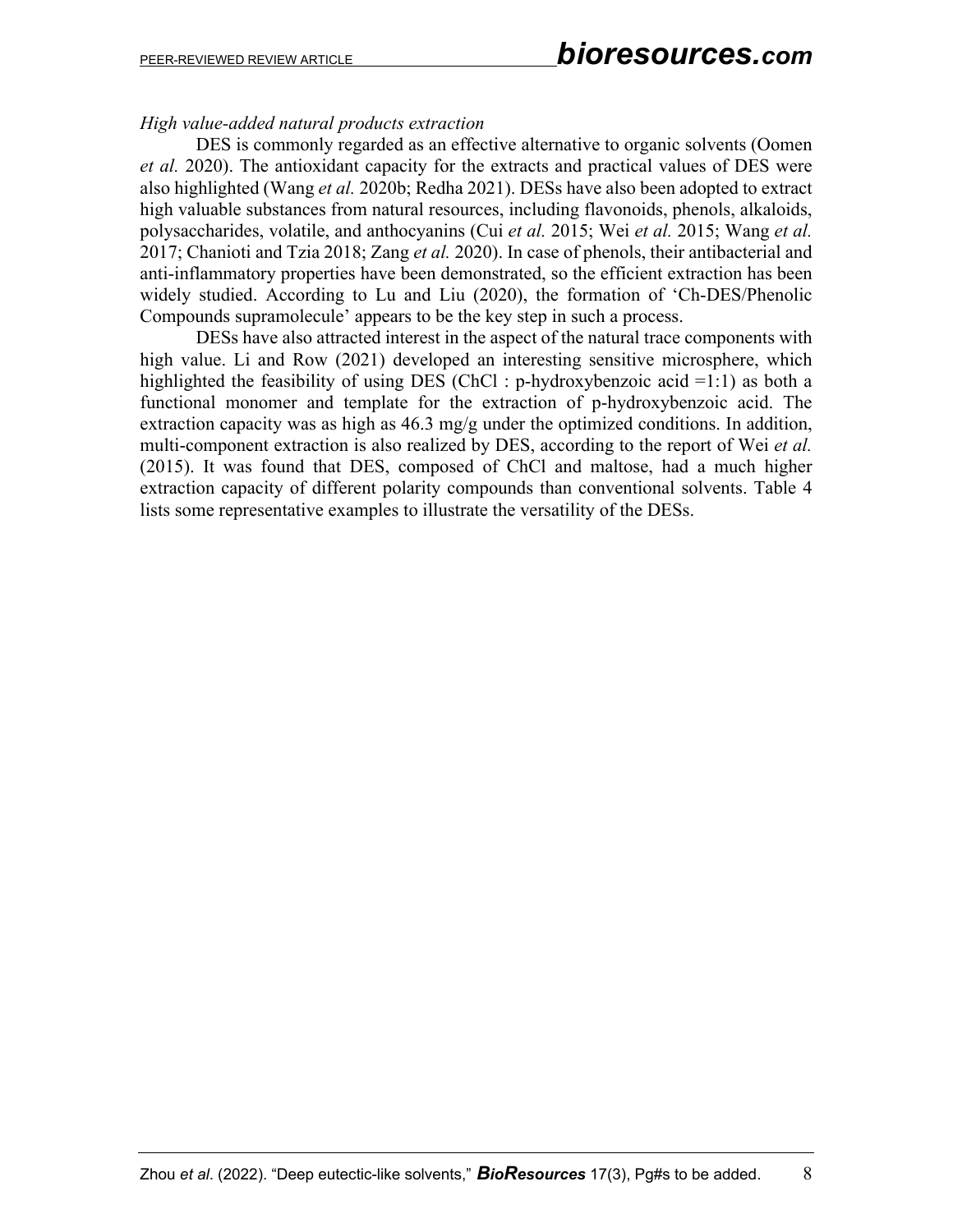*High value-added natural products extraction*

DES is commonly regarded as an effective alternative to organic solvents (Oomen *et al.* 2020). The antioxidant capacity for the extracts and practical values of DES were also highlighted (Wang *et al.* 2020b; Redha 2021). DESs have also been adopted to extract high valuable substances from natural resources, including flavonoids, phenols, alkaloids, polysaccharides, volatile, and anthocyanins (Cui *et al.* 2015; Wei *et al.* 2015; Wang *et al.* 2017; Chanioti and Tzia 2018; Zang *et al.* 2020). In case of phenols, their antibacterial and anti-inflammatory properties have been demonstrated, so the efficient extraction has been widely studied. According to Lu and Liu (2020), the formation of 'Ch-DES/Phenolic Compounds supramolecule' appears to be the key step in such a process.

DESs have also attracted interest in the aspect of the natural trace components with high value. Li and Row (2021) developed an interesting sensitive microsphere, which highlighted the feasibility of using DES (ChCl : p-hydroxybenzoic acid =1:1) as both a functional monomer and template for the extraction of p-hydroxybenzoic acid. The extraction capacity was as high as 46.3 mg/g under the optimized conditions. In addition, multi-component extraction is also realized by DES, according to the report of Wei *et al.* (2015). It was found that DES, composed of ChCl and maltose, had a much higher extraction capacity of different polarity compounds than conventional solvents. Table 4 lists some representative examples to illustrate the versatility of the DESs.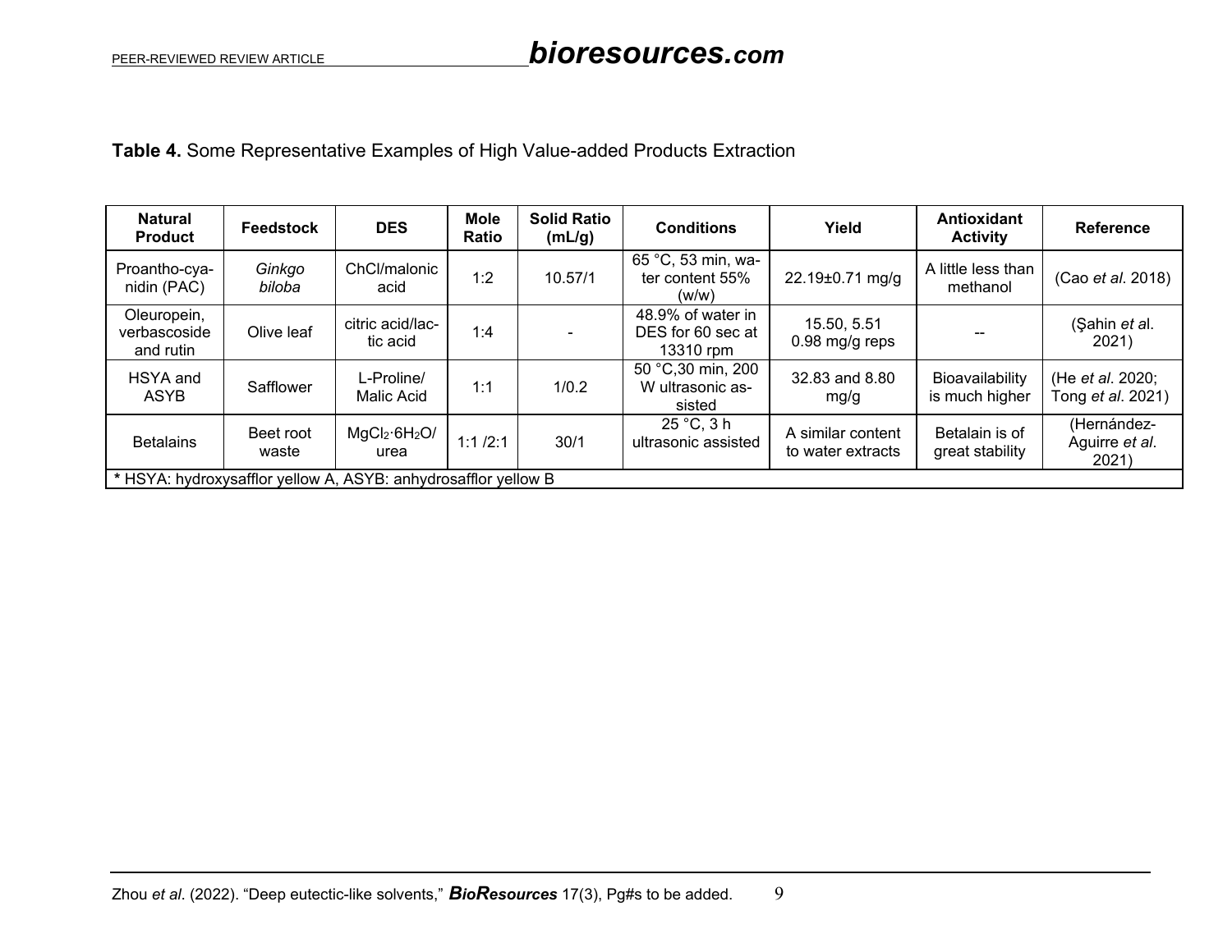**Table 4.** Some Representative Examples of High Value-added Products Extraction

| Natural Product | Feedstock | DES | Mole Ratio | Solid Ratio (mL/g) | Conditions | Yield | Antioxidant Activity | Reference |
|---|---|---|---|---|---|---|---|---|
| Proantho-cyanidin (PAC) | *Ginkgo biloba* | ChCl/malonic acid | 1:2 | 10.57/1 | 65 °C, 53 min, water content 55% (w/w) | 22.19±0.71 mg/g | A little less than methanol | (Cao *et al*. 2018) |
| Oleuropein, verbascoside and rutin | Olive leaf | citric acid/lactic acid | 1:4 | - | 48.9% of water in DES for 60 sec at 13310 rpm | 15.50, 5.51 0.98 mg/g reps | -- | (Şahin *et a*l. 2021) |
| HSYA and ASYB | Safflower | L-Proline/ Malic Acid | 1:1 | 1/0.2 | 50 °C,30 min, 200 W ultrasonic assisted | 32.83 and 8.80 mg/g | Bioavailability is much higher | (He *et al*. 2020; Tong *et al*. 2021) |
| Betalains | Beet root waste | $MgCl_2·6H_2O$/ urea | 1:1 /2:1 | 30/1 | 25 °C, 3 h ultrasonic assisted | A similar content to water extracts | Betalain is of great stability | (Hernández-Aguirre *et al*. 2021) |

**\*** HSYA: hydroxysafflor yellow A, ASYB: anhydrosafflor yellow B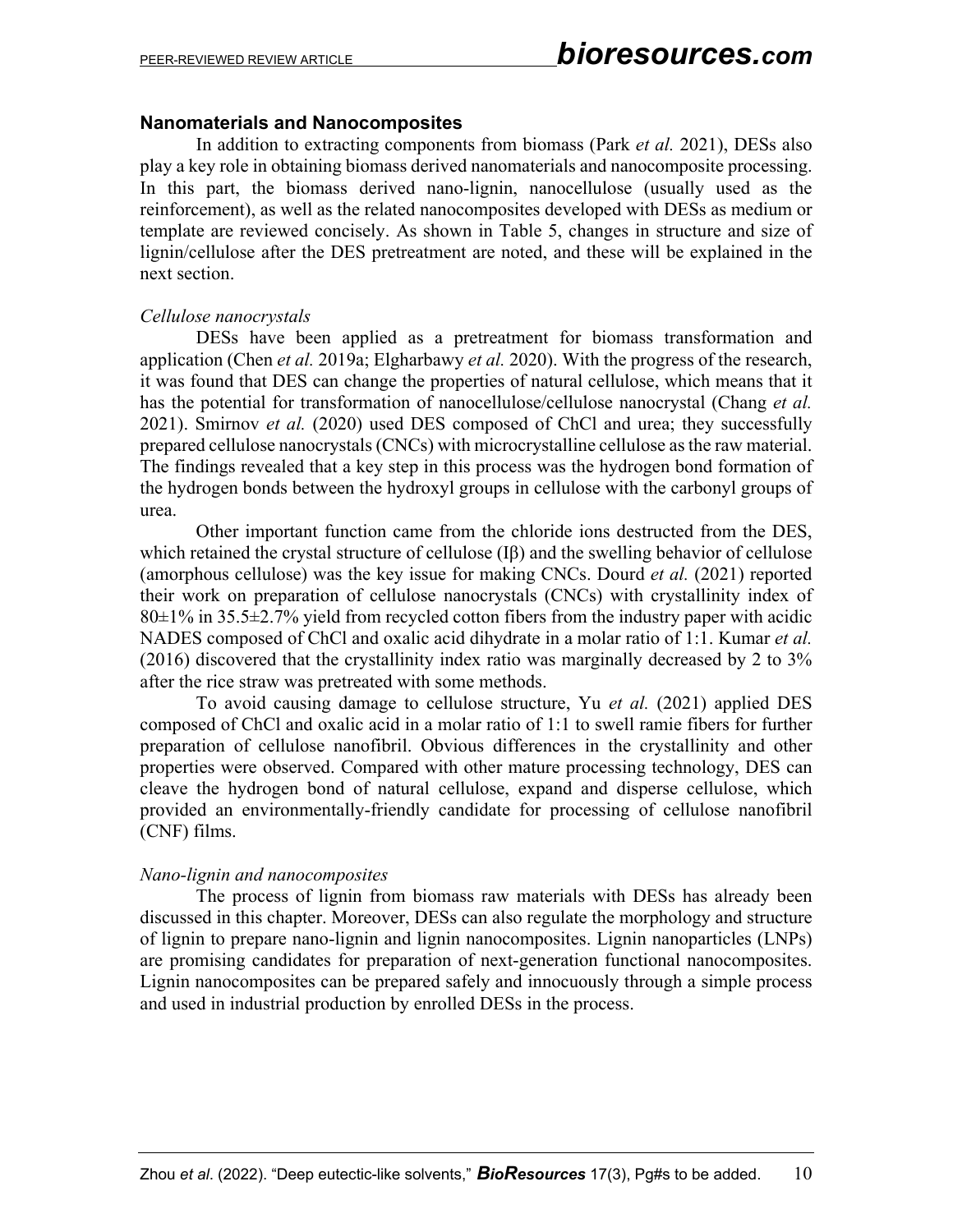## Nanomaterials and Nanocomposites

In addition to extracting components from biomass (Park *et al.* 2021), DESs also play a key role in obtaining biomass derived nanomaterials and nanocomposite processing. In this part, the biomass derived nano-lignin, nanocellulose (usually used as the reinforcement), as well as the related nanocomposites developed with DESs as medium or template are reviewed concisely. As shown in Table 5, changes in structure and size of lignin/cellulose after the DES pretreatment are noted, and these will be explained in the next section.

### *Cellulose nanocrystals*

DESs have been applied as a pretreatment for biomass transformation and application (Chen *et al.* 2019a; Elgharbawy *et al.* 2020). With the progress of the research, it was found that DES can change the properties of natural cellulose, which means that it has the potential for transformation of nanocellulose/cellulose nanocrystal (Chang *et al.* 2021). Smirnov *et al.* (2020) used DES composed of ChCl and urea; they successfully prepared cellulose nanocrystals (CNCs) with microcrystalline cellulose as the raw material. The findings revealed that a key step in this process was the hydrogen bond formation of the hydrogen bonds between the hydroxyl groups in cellulose with the carbonyl groups of urea.

Other important function came from the chloride ions destructed from the DES, which retained the crystal structure of cellulose (Iβ) and the swelling behavior of cellulose (amorphous cellulose) was the key issue for making CNCs. Dourd *et al.* (2021) reported their work on preparation of cellulose nanocrystals (CNCs) with crystallinity index of 80±1% in 35.5±2.7% yield from recycled cotton fibers from the industry paper with acidic NADES composed of ChCl and oxalic acid dihydrate in a molar ratio of 1:1. Kumar *et al.* (2016) discovered that the crystallinity index ratio was marginally decreased by 2 to 3% after the rice straw was pretreated with some methods.

To avoid causing damage to cellulose structure, Yu *et al.* (2021) applied DES composed of ChCl and oxalic acid in a molar ratio of 1:1 to swell ramie fibers for further preparation of cellulose nanofibril. Obvious differences in the crystallinity and other properties were observed. Compared with other mature processing technology, DES can cleave the hydrogen bond of natural cellulose, expand and disperse cellulose, which provided an environmentally-friendly candidate for processing of cellulose nanofibril (CNF) films.

### *Nano-lignin and nanocomposites*

The process of lignin from biomass raw materials with DESs has already been discussed in this chapter. Moreover, DESs can also regulate the morphology and structure of lignin to prepare nano-lignin and lignin nanocomposites. Lignin nanoparticles (LNPs) are promising candidates for preparation of next-generation functional nanocomposites. Lignin nanocomposites can be prepared safely and innocuously through a simple process and used in industrial production by enrolled DESs in the process.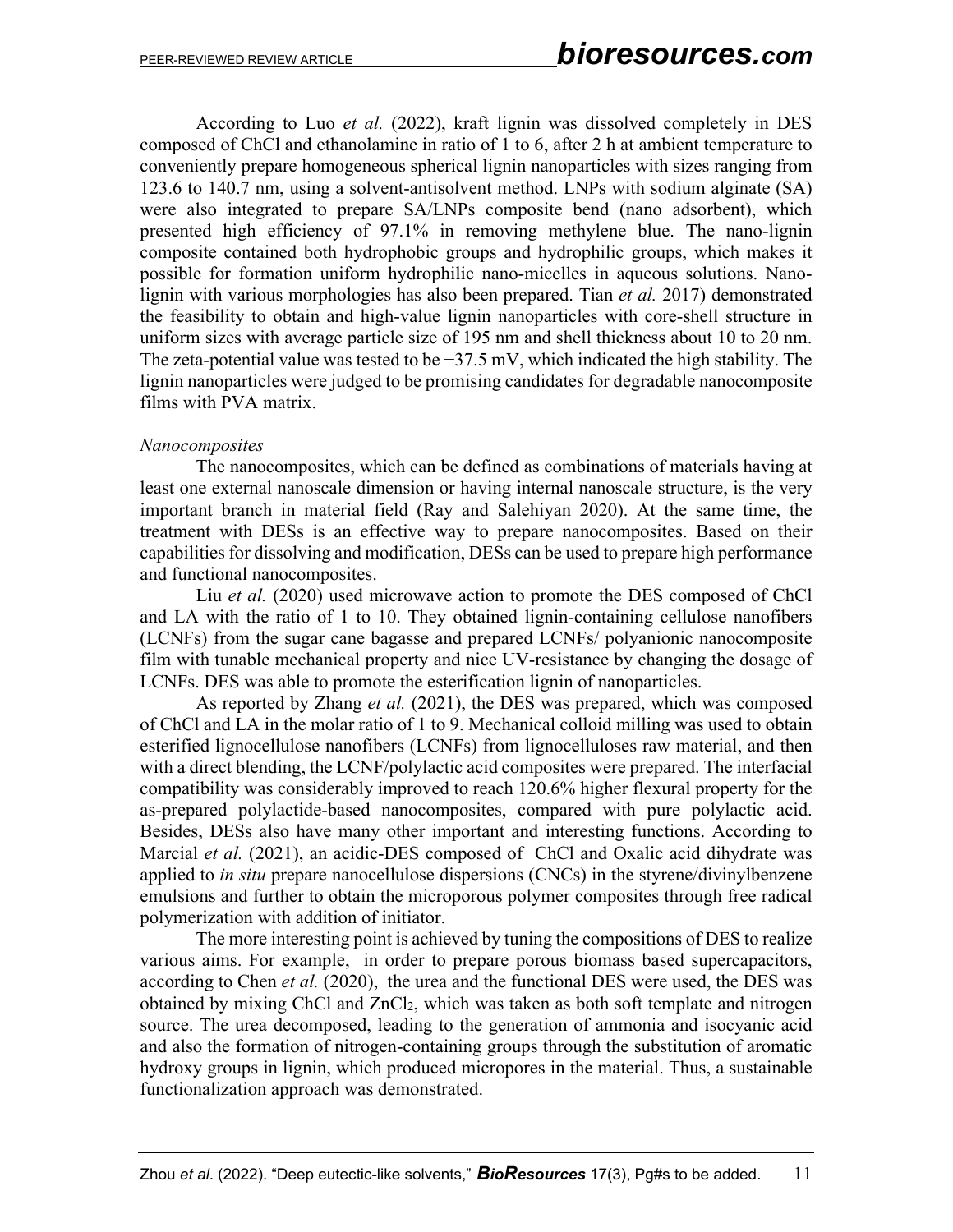According to Luo *et al.* (2022), kraft lignin was dissolved completely in DES composed of ChCl and ethanolamine in ratio of 1 to 6, after 2 h at ambient temperature to conveniently prepare homogeneous spherical lignin nanoparticles with sizes ranging from 123.6 to 140.7 nm, using a solvent-antisolvent method. LNPs with sodium alginate (SA) were also integrated to prepare SA/LNPs composite bend (nano adsorbent), which presented high efficiency of 97.1% in removing methylene blue. The nano-lignin composite contained both hydrophobic groups and hydrophilic groups, which makes it possible for formation uniform hydrophilic nano-micelles in aqueous solutions. Nano-lignin with various morphologies has also been prepared. Tian *et al.* 2017) demonstrated the feasibility to obtain and high-value lignin nanoparticles with core-shell structure in uniform sizes with average particle size of 195 nm and shell thickness about 10 to 20 nm. The zeta-potential value was tested to be −37.5 mV, which indicated the high stability. The lignin nanoparticles were judged to be promising candidates for degradable nanocomposite films with PVA matrix.

*Nanocomposites*

The nanocomposites, which can be defined as combinations of materials having at least one external nanoscale dimension or having internal nanoscale structure, is the very important branch in material field (Ray and Salehiyan 2020). At the same time, the treatment with DESs is an effective way to prepare nanocomposites. Based on their capabilities for dissolving and modification, DESs can be used to prepare high performance and functional nanocomposites.

Liu *et al.* (2020) used microwave action to promote the DES composed of ChCl and LA with the ratio of 1 to 10. They obtained lignin-containing cellulose nanofibers (LCNFs) from the sugar cane bagasse and prepared LCNFs/ polyanionic nanocomposite film with tunable mechanical property and nice UV-resistance by changing the dosage of LCNFs. DES was able to promote the esterification lignin of nanoparticles.

As reported by Zhang *et al.* (2021), the DES was prepared, which was composed of ChCl and LA in the molar ratio of 1 to 9. Mechanical colloid milling was used to obtain esterified lignocellulose nanofibers (LCNFs) from lignocelluloses raw material, and then with a direct blending, the LCNF/polylactic acid composites were prepared. The interfacial compatibility was considerably improved to reach 120.6% higher flexural property for the as-prepared polylactide-based nanocomposites, compared with pure polylactic acid. Besides, DESs also have many other important and interesting functions. According to Marcial *et al.* (2021), an acidic-DES composed of ChCl and Oxalic acid dihydrate was applied to *in situ* prepare nanocellulose dispersions (CNCs) in the styrene/divinylbenzene emulsions and further to obtain the microporous polymer composites through free radical polymerization with addition of initiator.

The more interesting point is achieved by tuning the compositions of DES to realize various aims. For example, in order to prepare porous biomass based supercapacitors, according to Chen *et al.* (2020), the urea and the functional DES were used, the DES was obtained by mixing ChCl and $ZnCl_2$, which was taken as both soft template and nitrogen source. The urea decomposed, leading to the generation of ammonia and isocyanic acid and also the formation of nitrogen-containing groups through the substitution of aromatic hydroxy groups in lignin, which produced micropores in the material. Thus, a sustainable functionalization approach was demonstrated.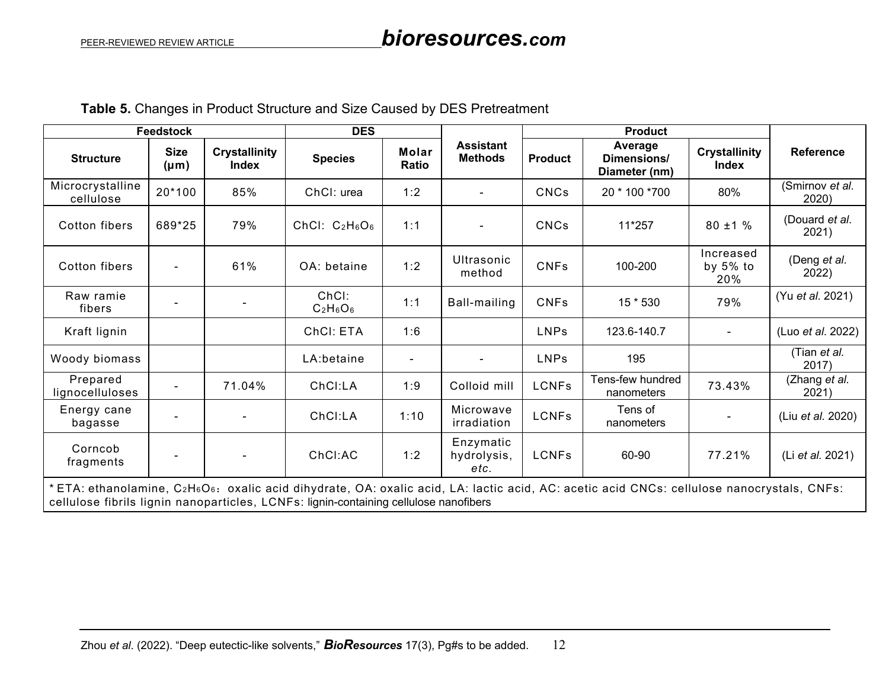**Table 5.** Changes in Product Structure and Size Caused by DES Pretreatment

| Feedstock | | | DES | | Assistant Methods | Product | | | Reference |
|---|---|---|---|---|---|---|---|---|---|
| Structure | Size (μm) | Crystallinity Index | Species | Molar Ratio | | Product | Average Dimensions/ Diameter (nm) | Crystallinity Index | |
| Microcrystalline cellulose | 20*100 | 85% | ChCl: urea | 1:2 | - | CNCs | 20 * 100 *700 | 80% | (Smirnov *et al.* 2020) |
| Cotton fibers | 689*25 | 79% | ChCl: $C_2H_6O_6$ | 1:1 | - | CNCs | 11*257 | 80 ±1 % | (Douard *et al.* 2021) |
| Cotton fibers | - | 61% | OA: betaine | 1:2 | Ultrasonic method | CNFs | 100-200 | Increased by 5% to 20% | (Deng *et al.* 2022) |
| Raw ramie fibers | - | - | ChCl: $C_2H_6O_6$ | 1:1 | Ball-mailing | CNFs | 15 * 530 | 79% | (Yu *et al.* 2021) |
| Kraft lignin | | | ChCl: ETA | 1:6 | | LNPs | 123.6-140.7 | - | (Luo *et al.* 2022) |
| Woody biomass | | | LA:betaine | - | - | LNPs | 195 | | (Tian *et al.* 2017) |
| Prepared lignocelluloses | - | 71.04% | ChCl:LA | 1:9 | Colloid mill | LCNFs | Tens-few hundred nanometers | 73.43% | (Zhang *et al.* 2021) |
| Energy cane bagasse | - | - | ChCl:LA | 1:10 | Microwave irradiation | LCNFs | Tens of nanometers | - | (Liu *et al.* 2020) |
| Corncob fragments | - | - | ChCl:AC | 1:2 | Enzymatic hydrolysis, *etc.* | LCNFs | 60-90 | 77.21% | (Li *et al.* 2021) |

* ETA: ethanolamine, $C_2H_6O_6$: oxalic acid dihydrate, OA: oxalic acid, LA: lactic acid, AC: acetic acid CNCs: cellulose nanocrystals, CNFs: cellulose fibrils lignin nanoparticles, LCNFs: lignin-containing cellulose nanofibers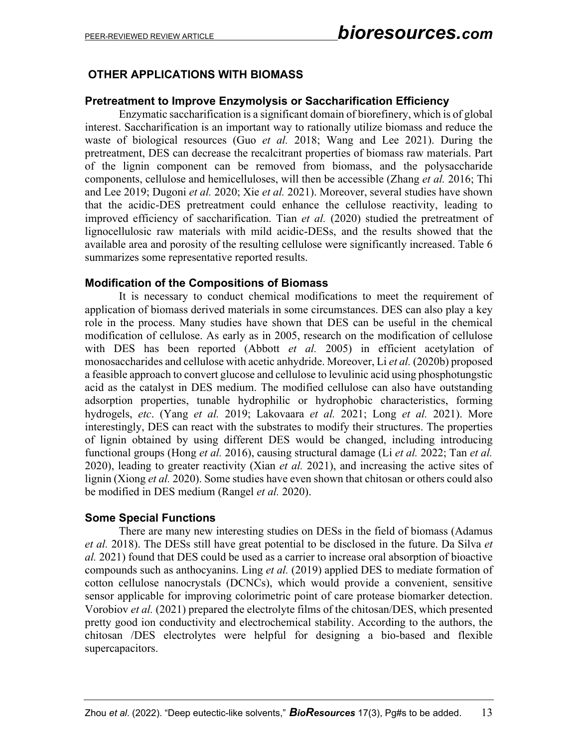## OTHER APPLICATIONS WITH BIOMASS

### Pretreatment to Improve Enzymolysis or Saccharification Efficiency

Enzymatic saccharification is a significant domain of biorefinery, which is of global interest. Saccharification is an important way to rationally utilize biomass and reduce the waste of biological resources (Guo *et al.* 2018; Wang and Lee 2021). During the pretreatment, DES can decrease the recalcitrant properties of biomass raw materials. Part of the lignin component can be removed from biomass, and the polysaccharide components, cellulose and hemicelluloses, will then be accessible (Zhang *et al.* 2016; Thi and Lee 2019; Dugoni *et al.* 2020; Xie *et al.* 2021). Moreover, several studies have shown that the acidic-DES pretreatment could enhance the cellulose reactivity, leading to improved efficiency of saccharification. Tian *et al.* (2020) studied the pretreatment of lignocellulosic raw materials with mild acidic-DESs, and the results showed that the available area and porosity of the resulting cellulose were significantly increased. Table 6 summarizes some representative reported results.

### Modification of the Compositions of Biomass

It is necessary to conduct chemical modifications to meet the requirement of application of biomass derived materials in some circumstances. DES can also play a key role in the process. Many studies have shown that DES can be useful in the chemical modification of cellulose. As early as in 2005, research on the modification of cellulose with DES has been reported (Abbott *et al.* 2005) in efficient acetylation of monosaccharides and cellulose with acetic anhydride. Moreover, Li *et al.* (2020b) proposed a feasible approach to convert glucose and cellulose to levulinic acid using phosphotungstic acid as the catalyst in DES medium. The modified cellulose can also have outstanding adsorption properties, tunable hydrophilic or hydrophobic characteristics, forming hydrogels, *etc*. (Yang *et al.* 2019; Lakovaara *et al.* 2021; Long *et al.* 2021). More interestingly, DES can react with the substrates to modify their structures. The properties of lignin obtained by using different DES would be changed, including introducing functional groups (Hong *et al.* 2016), causing structural damage (Li *et al.* 2022; Tan *et al.* 2020), leading to greater reactivity (Xian *et al.* 2021), and increasing the active sites of lignin (Xiong *et al.* 2020). Some studies have even shown that chitosan or others could also be modified in DES medium (Rangel *et al.* 2020).

### Some Special Functions

There are many new interesting studies on DESs in the field of biomass (Adamus *et al.* 2018). The DESs still have great potential to be disclosed in the future. Da Silva *et al.* 2021) found that DES could be used as a carrier to increase oral absorption of bioactive compounds such as anthocyanins. Ling *et al.* (2019) applied DES to mediate formation of cotton cellulose nanocrystals (DCNCs), which would provide a convenient, sensitive sensor applicable for improving colorimetric point of care protease biomarker detection. Vorobiov *et al.* (2021) prepared the electrolyte films of the chitosan/DES, which presented pretty good ion conductivity and electrochemical stability. According to the authors, the chitosan /DES electrolytes were helpful for designing a bio-based and flexible supercapacitors.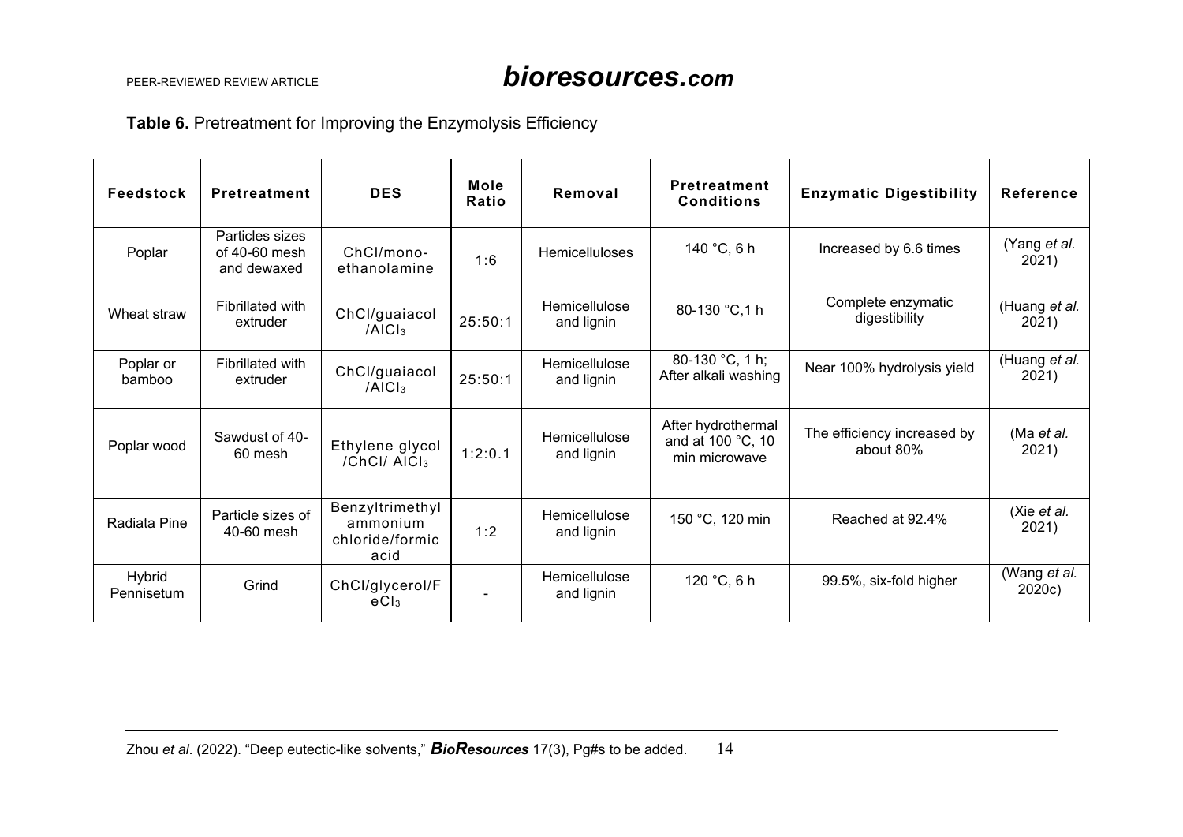**Table 6.** Pretreatment for Improving the Enzymolysis Efficiency

| Feedstock | Pretreatment | DES | Mole Ratio | Removal | Pretreatment Conditions | Enzymatic Digestibility | Reference |
|---|---|---|---|---|---|---|---|
| Poplar | Particles sizes of 40-60 mesh and dewaxed | ChCl/mono-ethanolamine | 1:6 | Hemicelluloses | 140 °C, 6 h | Increased by 6.6 times | (Yang *et al.* 2021) |
| Wheat straw | Fibrillated with extruder | ChCl/guaiacol /$AlCl_3$ | 25:50:1 | Hemicellulose and lignin | 80-130 °C,1 h | Complete enzymatic digestibility | (Huang *et al.* 2021) |
| Poplar or bamboo | Fibrillated with extruder | ChCl/guaiacol /$AlCl_3$ | 25:50:1 | Hemicellulose and lignin | 80-130 °C, 1 h; After alkali washing | Near 100% hydrolysis yield | (Huang *et al.* 2021) |
| Poplar wood | Sawdust of 40-60 mesh | Ethylene glycol /ChCl/ $AlCl_3$ | 1:2:0.1 | Hemicellulose and lignin | After hydrothermal and at 100 °C, 10 min microwave | The efficiency increased by about 80% | (Ma *et al.* 2021) |
| Radiata Pine | Particle sizes of 40-60 mesh | Benzyltrimethyl ammonium chloride/formic acid | 1:2 | Hemicellulose and lignin | 150 °C, 120 min | Reached at 92.4% | (Xie *et al.* 2021) |
| Hybrid Pennisetum | Grind | ChCl/glycerol/$FeCl_3$ | - | Hemicellulose and lignin | 120 °C, 6 h | 99.5%, six-fold higher | (Wang *et al.* 2020c) |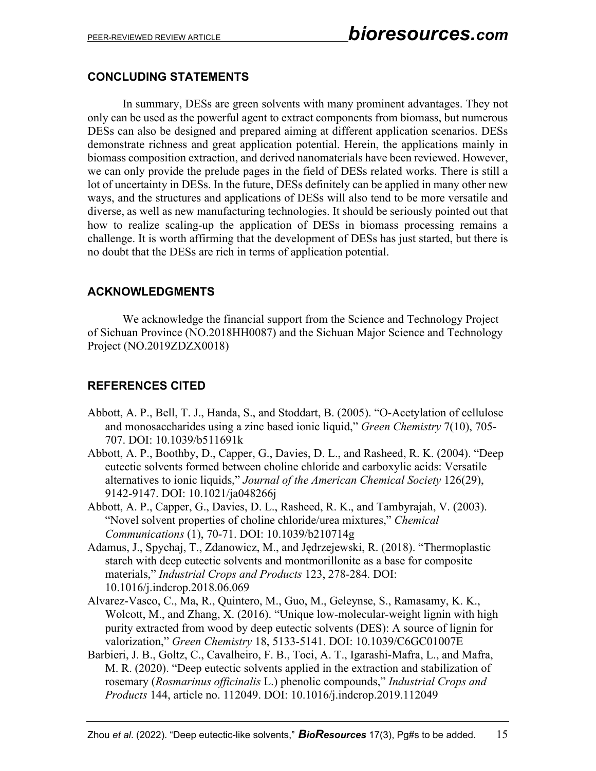## CONCLUDING STATEMENTS

In summary, DESs are green solvents with many prominent advantages. They not only can be used as the powerful agent to extract components from biomass, but numerous DESs can also be designed and prepared aiming at different application scenarios. DESs demonstrate richness and great application potential. Herein, the applications mainly in biomass composition extraction, and derived nanomaterials have been reviewed. However, we can only provide the prelude pages in the field of DESs related works. There is still a lot of uncertainty in DESs. In the future, DESs definitely can be applied in many other new ways, and the structures and applications of DESs will also tend to be more versatile and diverse, as well as new manufacturing technologies. It should be seriously pointed out that how to realize scaling-up the application of DESs in biomass processing remains a challenge. It is worth affirming that the development of DESs has just started, but there is no doubt that the DESs are rich in terms of application potential.

## ACKNOWLEDGMENTS

We acknowledge the financial support from the Science and Technology Project of Sichuan Province (NO.2018HH0087) and the Sichuan Major Science and Technology Project (NO.2019ZDZX0018)

## REFERENCES CITED

Abbott, A. P., Bell, T. J., Handa, S., and Stoddart, B. (2005). "O-Acetylation of cellulose and monosaccharides using a zinc based ionic liquid," *Green Chemistry* 7(10), 705-707. DOI: 10.1039/b511691k

Abbott, A. P., Boothby, D., Capper, G., Davies, D. L., and Rasheed, R. K. (2004). "Deep eutectic solvents formed between choline chloride and carboxylic acids: Versatile alternatives to ionic liquids," *Journal of the American Chemical Society* 126(29), 9142-9147. DOI: 10.1021/ja048266j

Abbott, A. P., Capper, G., Davies, D. L., Rasheed, R. K., and Tambyrajah, V. (2003). "Novel solvent properties of choline chloride/urea mixtures," *Chemical Communications* (1), 70-71. DOI: 10.1039/b210714g

Adamus, J., Spychaj, T., Zdanowicz, M., and Jędrzejewski, R. (2018). "Thermoplastic starch with deep eutectic solvents and montmorillonite as a base for composite materials," *Industrial Crops and Products* 123, 278-284. DOI: 10.1016/j.indcrop.2018.06.069

Alvarez-Vasco, C., Ma, R., Quintero, M., Guo, M., Geleynse, S., Ramasamy, K. K., Wolcott, M., and Zhang, X. (2016). "Unique low-molecular-weight lignin with high purity extracted from wood by deep eutectic solvents (DES): A source of lignin for valorization," *Green Chemistry* 18, 5133-5141. DOI: 10.1039/C6GC01007E

Barbieri, J. B., Goltz, C., Cavalheiro, F. B., Toci, A. T., Igarashi-Mafra, L., and Mafra, M. R. (2020). "Deep eutectic solvents applied in the extraction and stabilization of rosemary (*Rosmarinus officinalis* L.) phenolic compounds," *Industrial Crops and Products* 144, article no. 112049. DOI: 10.1016/j.indcrop.2019.112049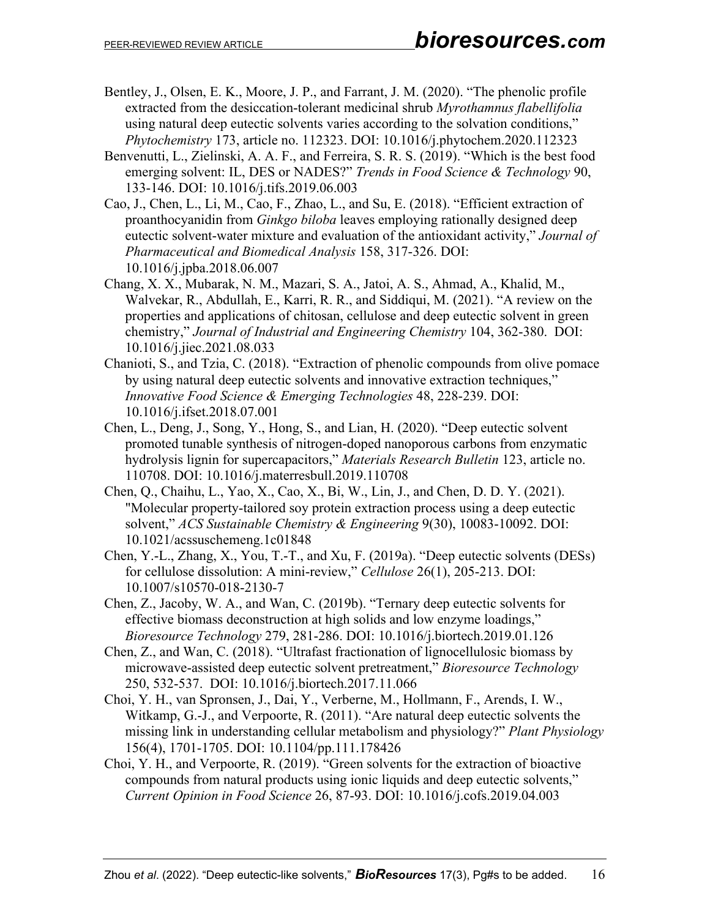Bentley, J., Olsen, E. K., Moore, J. P., and Farrant, J. M. (2020). "The phenolic profile extracted from the desiccation-tolerant medicinal shrub *Myrothamnus flabellifolia* using natural deep eutectic solvents varies according to the solvation conditions," *Phytochemistry* 173, article no. 112323. DOI: 10.1016/j.phytochem.2020.112323

Benvenutti, L., Zielinski, A. A. F., and Ferreira, S. R. S. (2019). "Which is the best food emerging solvent: IL, DES or NADES?" *Trends in Food Science & Technology* 90, 133-146. DOI: 10.1016/j.tifs.2019.06.003

Cao, J., Chen, L., Li, M., Cao, F., Zhao, L., and Su, E. (2018). "Efficient extraction of proanthocyanidin from *Ginkgo biloba* leaves employing rationally designed deep eutectic solvent-water mixture and evaluation of the antioxidant activity," *Journal of Pharmaceutical and Biomedical Analysis* 158, 317-326. DOI: 10.1016/j.jpba.2018.06.007

Chang, X. X., Mubarak, N. M., Mazari, S. A., Jatoi, A. S., Ahmad, A., Khalid, M., Walvekar, R., Abdullah, E., Karri, R. R., and Siddiqui, M. (2021). "A review on the properties and applications of chitosan, cellulose and deep eutectic solvent in green chemistry," *Journal of Industrial and Engineering Chemistry* 104, 362-380. DOI: 10.1016/j.jiec.2021.08.033

Chanioti, S., and Tzia, C. (2018). "Extraction of phenolic compounds from olive pomace by using natural deep eutectic solvents and innovative extraction techniques," *Innovative Food Science & Emerging Technologies* 48, 228-239. DOI: 10.1016/j.ifset.2018.07.001

Chen, L., Deng, J., Song, Y., Hong, S., and Lian, H. (2020). "Deep eutectic solvent promoted tunable synthesis of nitrogen-doped nanoporous carbons from enzymatic hydrolysis lignin for supercapacitors," *Materials Research Bulletin* 123, article no. 110708. DOI: 10.1016/j.materresbull.2019.110708

Chen, Q., Chaihu, L., Yao, X., Cao, X., Bi, W., Lin, J., and Chen, D. D. Y. (2021). "Molecular property-tailored soy protein extraction process using a deep eutectic solvent," *ACS Sustainable Chemistry & Engineering* 9(30), 10083-10092. DOI: 10.1021/acssuschemeng.1c01848

Chen, Y.-L., Zhang, X., You, T.-T., and Xu, F. (2019a). "Deep eutectic solvents (DESs) for cellulose dissolution: A mini-review," *Cellulose* 26(1), 205-213. DOI: 10.1007/s10570-018-2130-7

Chen, Z., Jacoby, W. A., and Wan, C. (2019b). "Ternary deep eutectic solvents for effective biomass deconstruction at high solids and low enzyme loadings," *Bioresource Technology* 279, 281-286. DOI: 10.1016/j.biortech.2019.01.126

Chen, Z., and Wan, C. (2018). "Ultrafast fractionation of lignocellulosic biomass by microwave-assisted deep eutectic solvent pretreatment," *Bioresource Technology* 250, 532-537. DOI: 10.1016/j.biortech.2017.11.066

Choi, Y. H., van Spronsen, J., Dai, Y., Verberne, M., Hollmann, F., Arends, I. W., Witkamp, G.-J., and Verpoorte, R. (2011). "Are natural deep eutectic solvents the missing link in understanding cellular metabolism and physiology?" *Plant Physiology* 156(4), 1701-1705. DOI: 10.1104/pp.111.178426

Choi, Y. H., and Verpoorte, R. (2019). "Green solvents for the extraction of bioactive compounds from natural products using ionic liquids and deep eutectic solvents," *Current Opinion in Food Science* 26, 87-93. DOI: 10.1016/j.cofs.2019.04.003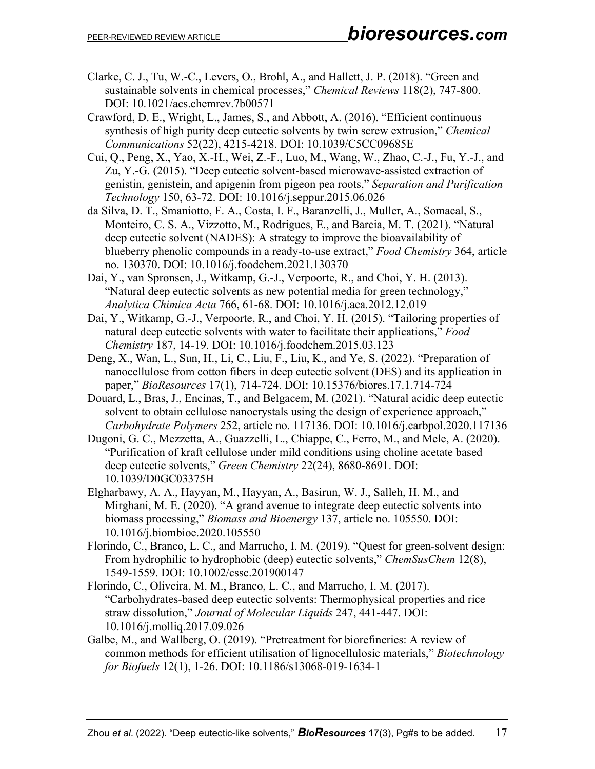Clarke, C. J., Tu, W.-C., Levers, O., Brohl, A., and Hallett, J. P. (2018). "Green and sustainable solvents in chemical processes," *Chemical Reviews* 118(2), 747-800. DOI: 10.1021/acs.chemrev.7b00571

Crawford, D. E., Wright, L., James, S., and Abbott, A. (2016). "Efficient continuous synthesis of high purity deep eutectic solvents by twin screw extrusion," *Chemical Communications* 52(22), 4215-4218. DOI: 10.1039/C5CC09685E

Cui, Q., Peng, X., Yao, X.-H., Wei, Z.-F., Luo, M., Wang, W., Zhao, C.-J., Fu, Y.-J., and Zu, Y.-G. (2015). "Deep eutectic solvent-based microwave-assisted extraction of genistin, genistein, and apigenin from pigeon pea roots," *Separation and Purification Technology* 150, 63-72. DOI: 10.1016/j.seppur.2015.06.026

da Silva, D. T., Smaniotto, F. A., Costa, I. F., Baranzelli, J., Muller, A., Somacal, S., Monteiro, C. S. A., Vizzotto, M., Rodrigues, E., and Barcia, M. T. (2021). "Natural deep eutectic solvent (NADES): A strategy to improve the bioavailability of blueberry phenolic compounds in a ready-to-use extract," *Food Chemistry* 364, article no. 130370. DOI: 10.1016/j.foodchem.2021.130370

Dai, Y., van Spronsen, J., Witkamp, G.-J., Verpoorte, R., and Choi, Y. H. (2013). "Natural deep eutectic solvents as new potential media for green technology," *Analytica Chimica Acta* 766, 61-68. DOI: 10.1016/j.aca.2012.12.019

Dai, Y., Witkamp, G.-J., Verpoorte, R., and Choi, Y. H. (2015). "Tailoring properties of natural deep eutectic solvents with water to facilitate their applications," *Food Chemistry* 187, 14-19. DOI: 10.1016/j.foodchem.2015.03.123

Deng, X., Wan, L., Sun, H., Li, C., Liu, F., Liu, K., and Ye, S. (2022). "Preparation of nanocellulose from cotton fibers in deep eutectic solvent (DES) and its application in paper," *BioResources* 17(1), 714-724. DOI: 10.15376/biores.17.1.714-724

Douard, L., Bras, J., Encinas, T., and Belgacem, M. (2021). "Natural acidic deep eutectic solvent to obtain cellulose nanocrystals using the design of experience approach," *Carbohydrate Polymers* 252, article no. 117136. DOI: 10.1016/j.carbpol.2020.117136

Dugoni, G. C., Mezzetta, A., Guazzelli, L., Chiappe, C., Ferro, M., and Mele, A. (2020). "Purification of kraft cellulose under mild conditions using choline acetate based deep eutectic solvents," *Green Chemistry* 22(24), 8680-8691. DOI: 10.1039/D0GC03375H

Elgharbawy, A. A., Hayyan, M., Hayyan, A., Basirun, W. J., Salleh, H. M., and Mirghani, M. E. (2020). "A grand avenue to integrate deep eutectic solvents into biomass processing," *Biomass and Bioenergy* 137, article no. 105550. DOI: 10.1016/j.biombioe.2020.105550

Florindo, C., Branco, L. C., and Marrucho, I. M. (2019). "Quest for green-solvent design: From hydrophilic to hydrophobic (deep) eutectic solvents," *ChemSusChem* 12(8), 1549-1559. DOI: 10.1002/cssc.201900147

Florindo, C., Oliveira, M. M., Branco, L. C., and Marrucho, I. M. (2017). "Carbohydrates-based deep eutectic solvents: Thermophysical properties and rice straw dissolution," *Journal of Molecular Liquids* 247, 441-447. DOI: 10.1016/j.molliq.2017.09.026

Galbe, M., and Wallberg, O. (2019). "Pretreatment for biorefineries: A review of common methods for efficient utilisation of lignocellulosic materials," *Biotechnology for Biofuels* 12(1), 1-26. DOI: 10.1186/s13068-019-1634-1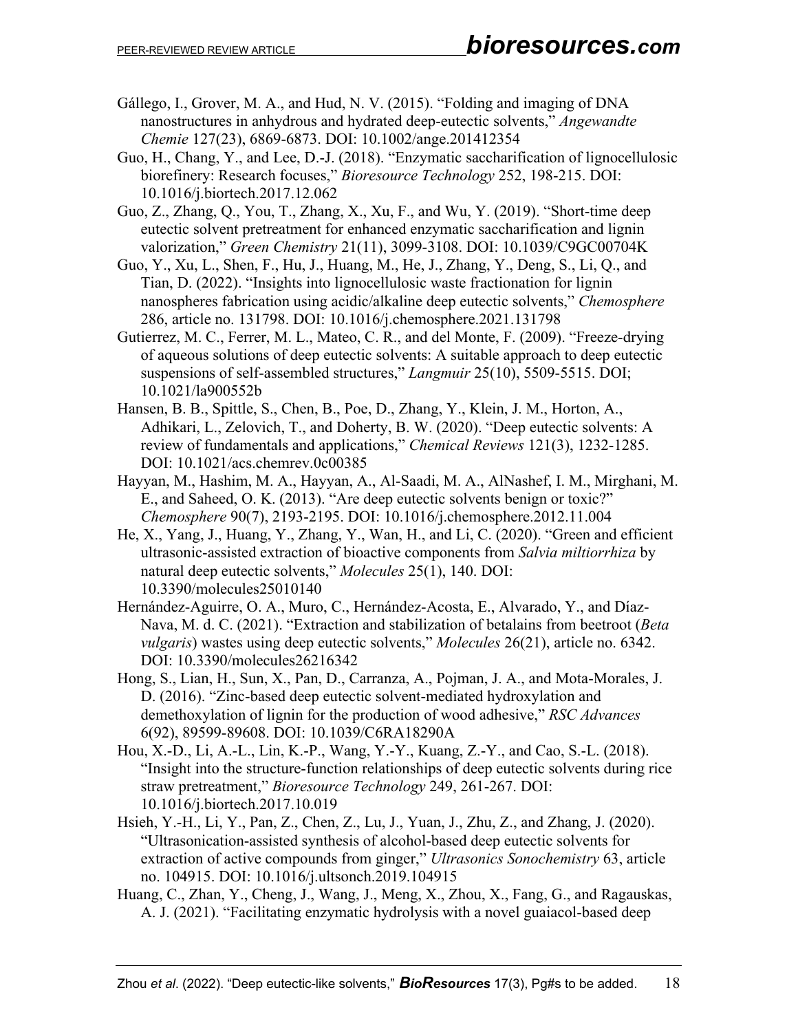Gállego, I., Grover, M. A., and Hud, N. V. (2015). "Folding and imaging of DNA nanostructures in anhydrous and hydrated deep-eutectic solvents," *Angewandte Chemie* 127(23), 6869-6873. DOI: 10.1002/ange.201412354

Guo, H., Chang, Y., and Lee, D.-J. (2018). "Enzymatic saccharification of lignocellulosic biorefinery: Research focuses," *Bioresource Technology* 252, 198-215. DOI: 10.1016/j.biortech.2017.12.062

Guo, Z., Zhang, Q., You, T., Zhang, X., Xu, F., and Wu, Y. (2019). "Short-time deep eutectic solvent pretreatment for enhanced enzymatic saccharification and lignin valorization," *Green Chemistry* 21(11), 3099-3108. DOI: 10.1039/C9GC00704K

Guo, Y., Xu, L., Shen, F., Hu, J., Huang, M., He, J., Zhang, Y., Deng, S., Li, Q., and Tian, D. (2022). "Insights into lignocellulosic waste fractionation for lignin nanospheres fabrication using acidic/alkaline deep eutectic solvents," *Chemosphere* 286, article no. 131798. DOI: 10.1016/j.chemosphere.2021.131798

Gutierrez, M. C., Ferrer, M. L., Mateo, C. R., and del Monte, F. (2009). "Freeze-drying of aqueous solutions of deep eutectic solvents: A suitable approach to deep eutectic suspensions of self-assembled structures," *Langmuir* 25(10), 5509-5515. DOI; 10.1021/la900552b

Hansen, B. B., Spittle, S., Chen, B., Poe, D., Zhang, Y., Klein, J. M., Horton, A., Adhikari, L., Zelovich, T., and Doherty, B. W. (2020). "Deep eutectic solvents: A review of fundamentals and applications," *Chemical Reviews* 121(3), 1232-1285. DOI: 10.1021/acs.chemrev.0c00385

Hayyan, M., Hashim, M. A., Hayyan, A., Al-Saadi, M. A., AlNashef, I. M., Mirghani, M. E., and Saheed, O. K. (2013). "Are deep eutectic solvents benign or toxic?" *Chemosphere* 90(7), 2193-2195. DOI: 10.1016/j.chemosphere.2012.11.004

He, X., Yang, J., Huang, Y., Zhang, Y., Wan, H., and Li, C. (2020). "Green and efficient ultrasonic-assisted extraction of bioactive components from *Salvia miltiorrhiza* by natural deep eutectic solvents," *Molecules* 25(1), 140. DOI: 10.3390/molecules25010140

Hernández-Aguirre, O. A., Muro, C., Hernández-Acosta, E., Alvarado, Y., and Díaz-Nava, M. d. C. (2021). "Extraction and stabilization of betalains from beetroot (*Beta vulgaris*) wastes using deep eutectic solvents," *Molecules* 26(21), article no. 6342. DOI: 10.3390/molecules26216342

Hong, S., Lian, H., Sun, X., Pan, D., Carranza, A., Pojman, J. A., and Mota-Morales, J. D. (2016). "Zinc-based deep eutectic solvent-mediated hydroxylation and demethoxylation of lignin for the production of wood adhesive," *RSC Advances* 6(92), 89599-89608. DOI: 10.1039/C6RA18290A

Hou, X.-D., Li, A.-L., Lin, K.-P., Wang, Y.-Y., Kuang, Z.-Y., and Cao, S.-L. (2018). "Insight into the structure-function relationships of deep eutectic solvents during rice straw pretreatment," *Bioresource Technology* 249, 261-267. DOI: 10.1016/j.biortech.2017.10.019

Hsieh, Y.-H., Li, Y., Pan, Z., Chen, Z., Lu, J., Yuan, J., Zhu, Z., and Zhang, J. (2020). "Ultrasonication-assisted synthesis of alcohol-based deep eutectic solvents for extraction of active compounds from ginger," *Ultrasonics Sonochemistry* 63, article no. 104915. DOI: 10.1016/j.ultsonch.2019.104915

Huang, C., Zhan, Y., Cheng, J., Wang, J., Meng, X., Zhou, X., Fang, G., and Ragauskas, A. J. (2021). "Facilitating enzymatic hydrolysis with a novel guaiacol-based deep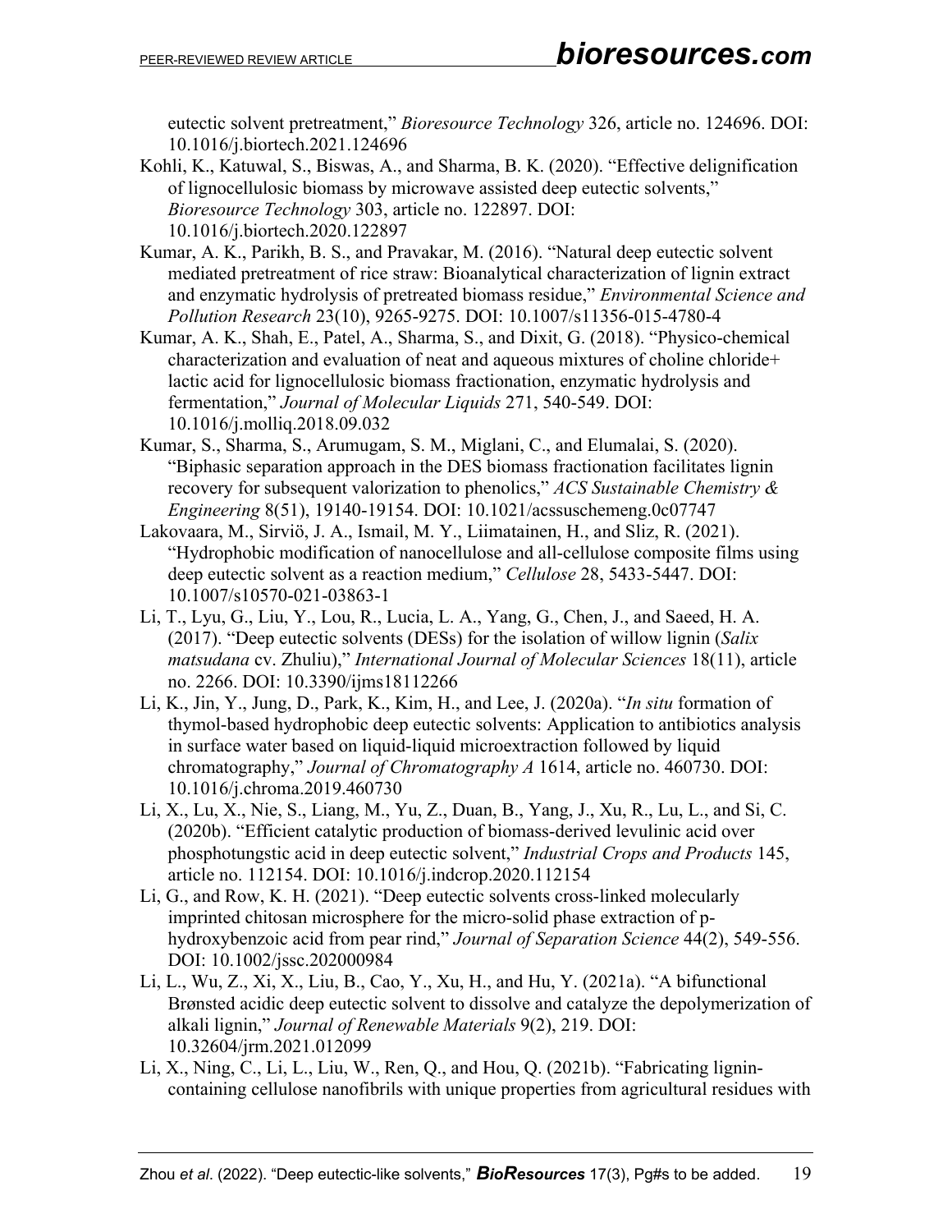eutectic solvent pretreatment," *Bioresource Technology* 326, article no. 124696. DOI: 10.1016/j.biortech.2021.124696

Kohli, K., Katuwal, S., Biswas, A., and Sharma, B. K. (2020). "Effective delignification of lignocellulosic biomass by microwave assisted deep eutectic solvents," *Bioresource Technology* 303, article no. 122897. DOI: 10.1016/j.biortech.2020.122897

Kumar, A. K., Parikh, B. S., and Pravakar, M. (2016). "Natural deep eutectic solvent mediated pretreatment of rice straw: Bioanalytical characterization of lignin extract and enzymatic hydrolysis of pretreated biomass residue," *Environmental Science and Pollution Research* 23(10), 9265-9275. DOI: 10.1007/s11356-015-4780-4

Kumar, A. K., Shah, E., Patel, A., Sharma, S., and Dixit, G. (2018). "Physico-chemical characterization and evaluation of neat and aqueous mixtures of choline chloride+ lactic acid for lignocellulosic biomass fractionation, enzymatic hydrolysis and fermentation," *Journal of Molecular Liquids* 271, 540-549. DOI: 10.1016/j.molliq.2018.09.032

Kumar, S., Sharma, S., Arumugam, S. M., Miglani, C., and Elumalai, S. (2020). "Biphasic separation approach in the DES biomass fractionation facilitates lignin recovery for subsequent valorization to phenolics," *ACS Sustainable Chemistry & Engineering* 8(51), 19140-19154. DOI: 10.1021/acssuschemeng.0c07747

Lakovaara, M., Sirviö, J. A., Ismail, M. Y., Liimatainen, H., and Sliz, R. (2021). "Hydrophobic modification of nanocellulose and all-cellulose composite films using deep eutectic solvent as a reaction medium," *Cellulose* 28, 5433-5447. DOI: 10.1007/s10570-021-03863-1

Li, T., Lyu, G., Liu, Y., Lou, R., Lucia, L. A., Yang, G., Chen, J., and Saeed, H. A. (2017). "Deep eutectic solvents (DESs) for the isolation of willow lignin (*Salix matsudana* cv. Zhuliu)," *International Journal of Molecular Sciences* 18(11), article no. 2266. DOI: 10.3390/ijms18112266

Li, K., Jin, Y., Jung, D., Park, K., Kim, H., and Lee, J. (2020a). "*In situ* formation of thymol-based hydrophobic deep eutectic solvents: Application to antibiotics analysis in surface water based on liquid-liquid microextraction followed by liquid chromatography," *Journal of Chromatography A* 1614, article no. 460730. DOI: 10.1016/j.chroma.2019.460730

Li, X., Lu, X., Nie, S., Liang, M., Yu, Z., Duan, B., Yang, J., Xu, R., Lu, L., and Si, C. (2020b). "Efficient catalytic production of biomass-derived levulinic acid over phosphotungstic acid in deep eutectic solvent," *Industrial Crops and Products* 145, article no. 112154. DOI: 10.1016/j.indcrop.2020.112154

Li, G., and Row, K. H. (2021). "Deep eutectic solvents cross-linked molecularly imprinted chitosan microsphere for the micro-solid phase extraction of p-hydroxybenzoic acid from pear rind," *Journal of Separation Science* 44(2), 549-556. DOI: 10.1002/jssc.202000984

Li, L., Wu, Z., Xi, X., Liu, B., Cao, Y., Xu, H., and Hu, Y. (2021a). "A bifunctional Brønsted acidic deep eutectic solvent to dissolve and catalyze the depolymerization of alkali lignin," *Journal of Renewable Materials* 9(2), 219. DOI: 10.32604/jrm.2021.012099

Li, X., Ning, C., Li, L., Liu, W., Ren, Q., and Hou, Q. (2021b). "Fabricating lignin-containing cellulose nanofibrils with unique properties from agricultural residues with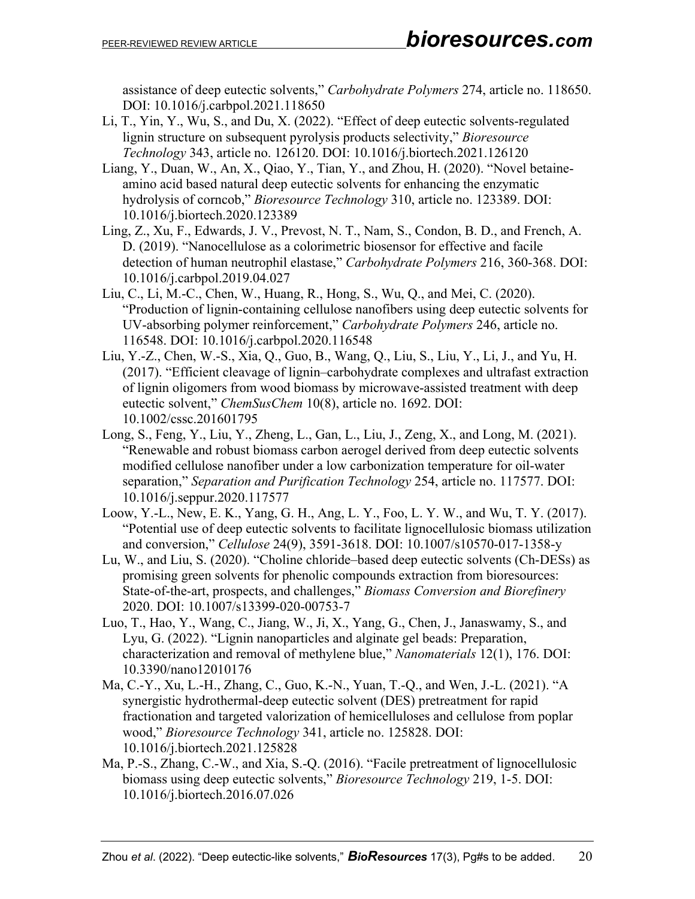assistance of deep eutectic solvents," *Carbohydrate Polymers* 274, article no. 118650. DOI: 10.1016/j.carbpol.2021.118650

Li, T., Yin, Y., Wu, S., and Du, X. (2022). "Effect of deep eutectic solvents-regulated lignin structure on subsequent pyrolysis products selectivity," *Bioresource Technology* 343, article no. 126120. DOI: 10.1016/j.biortech.2021.126120

Liang, Y., Duan, W., An, X., Qiao, Y., Tian, Y., and Zhou, H. (2020). "Novel betaine-amino acid based natural deep eutectic solvents for enhancing the enzymatic hydrolysis of corncob," *Bioresource Technology* 310, article no. 123389. DOI: 10.1016/j.biortech.2020.123389

Ling, Z., Xu, F., Edwards, J. V., Prevost, N. T., Nam, S., Condon, B. D., and French, A. D. (2019). "Nanocellulose as a colorimetric biosensor for effective and facile detection of human neutrophil elastase," *Carbohydrate Polymers* 216, 360-368. DOI: 10.1016/j.carbpol.2019.04.027

Liu, C., Li, M.-C., Chen, W., Huang, R., Hong, S., Wu, Q., and Mei, C. (2020). "Production of lignin-containing cellulose nanofibers using deep eutectic solvents for UV-absorbing polymer reinforcement," *Carbohydrate Polymers* 246, article no. 116548. DOI: 10.1016/j.carbpol.2020.116548

Liu, Y.-Z., Chen, W.-S., Xia, Q., Guo, B., Wang, Q., Liu, S., Liu, Y., Li, J., and Yu, H. (2017). "Efficient cleavage of lignin–carbohydrate complexes and ultrafast extraction of lignin oligomers from wood biomass by microwave-assisted treatment with deep eutectic solvent," *ChemSusChem* 10(8), article no. 1692. DOI: 10.1002/cssc.201601795

Long, S., Feng, Y., Liu, Y., Zheng, L., Gan, L., Liu, J., Zeng, X., and Long, M. (2021). "Renewable and robust biomass carbon aerogel derived from deep eutectic solvents modified cellulose nanofiber under a low carbonization temperature for oil-water separation," *Separation and Purification Technology* 254, article no. 117577. DOI: 10.1016/j.seppur.2020.117577

Loow, Y.-L., New, E. K., Yang, G. H., Ang, L. Y., Foo, L. Y. W., and Wu, T. Y. (2017). "Potential use of deep eutectic solvents to facilitate lignocellulosic biomass utilization and conversion," *Cellulose* 24(9), 3591-3618. DOI: 10.1007/s10570-017-1358-y

Lu, W., and Liu, S. (2020). "Choline chloride–based deep eutectic solvents (Ch-DESs) as promising green solvents for phenolic compounds extraction from bioresources: State-of-the-art, prospects, and challenges," *Biomass Conversion and Biorefinery* 2020. DOI: 10.1007/s13399-020-00753-7

Luo, T., Hao, Y., Wang, C., Jiang, W., Ji, X., Yang, G., Chen, J., Janaswamy, S., and Lyu, G. (2022). "Lignin nanoparticles and alginate gel beads: Preparation, characterization and removal of methylene blue," *Nanomaterials* 12(1), 176. DOI: 10.3390/nano12010176

Ma, C.-Y., Xu, L.-H., Zhang, C., Guo, K.-N., Yuan, T.-Q., and Wen, J.-L. (2021). "A synergistic hydrothermal-deep eutectic solvent (DES) pretreatment for rapid fractionation and targeted valorization of hemicelluloses and cellulose from poplar wood," *Bioresource Technology* 341, article no. 125828. DOI: 10.1016/j.biortech.2021.125828

Ma, P.-S., Zhang, C.-W., and Xia, S.-Q. (2016). "Facile pretreatment of lignocellulosic biomass using deep eutectic solvents," *Bioresource Technology* 219, 1-5. DOI: 10.1016/j.biortech.2016.07.026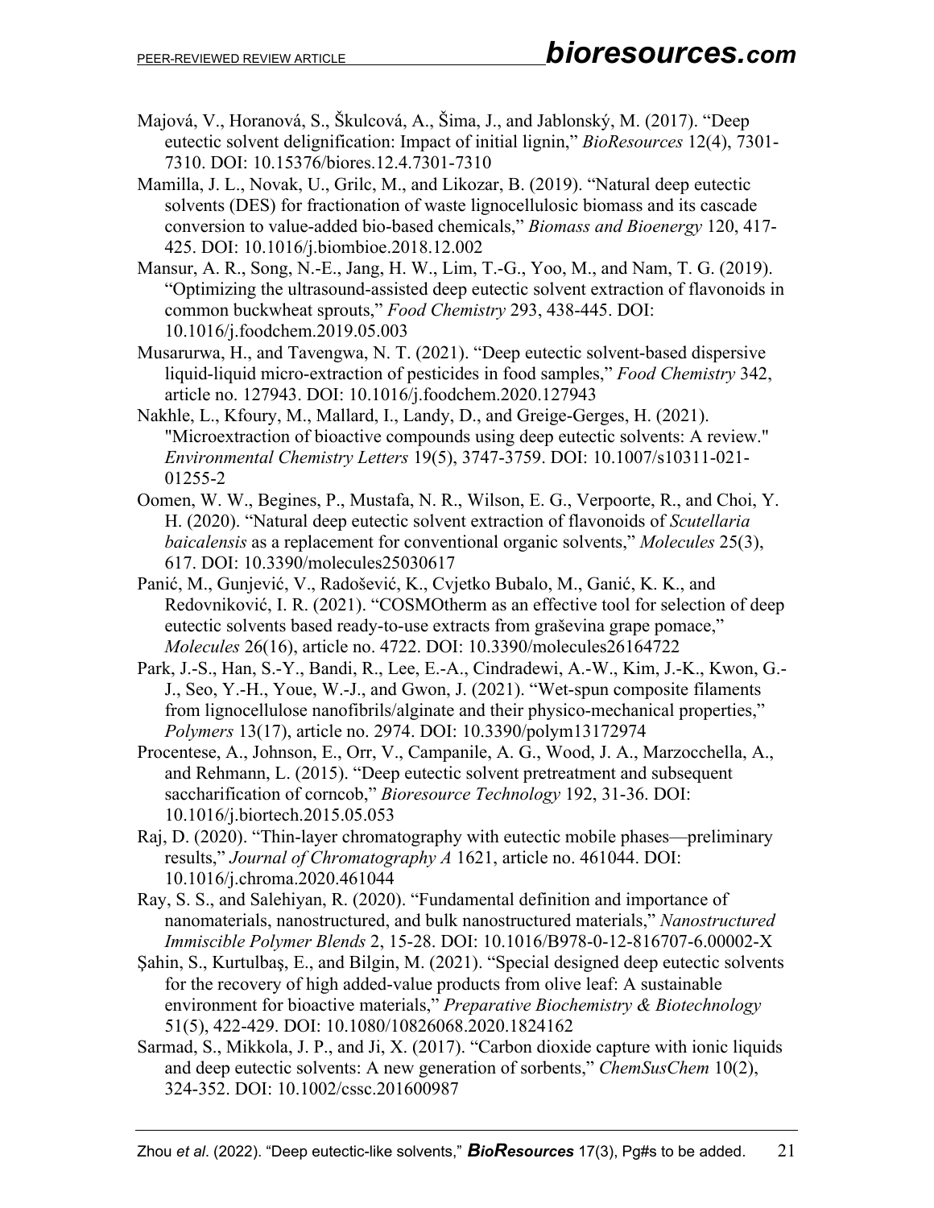Majová, V., Horanová, S., Škulcová, A., Šima, J., and Jablonský, M. (2017). "Deep eutectic solvent delignification: Impact of initial lignin," *BioResources* 12(4), 7301-7310. DOI: 10.15376/biores.12.4.7301-7310

Mamilla, J. L., Novak, U., Grilc, M., and Likozar, B. (2019). "Natural deep eutectic solvents (DES) for fractionation of waste lignocellulosic biomass and its cascade conversion to value-added bio-based chemicals," *Biomass and Bioenergy* 120, 417-425. DOI: 10.1016/j.biombioe.2018.12.002

Mansur, A. R., Song, N.-E., Jang, H. W., Lim, T.-G., Yoo, M., and Nam, T. G. (2019). "Optimizing the ultrasound-assisted deep eutectic solvent extraction of flavonoids in common buckwheat sprouts," *Food Chemistry* 293, 438-445. DOI: 10.1016/j.foodchem.2019.05.003

Musarurwa, H., and Tavengwa, N. T. (2021). "Deep eutectic solvent-based dispersive liquid-liquid micro-extraction of pesticides in food samples," *Food Chemistry* 342, article no. 127943. DOI: 10.1016/j.foodchem.2020.127943

Nakhle, L., Kfoury, M., Mallard, I., Landy, D., and Greige-Gerges, H. (2021). "Microextraction of bioactive compounds using deep eutectic solvents: A review." *Environmental Chemistry Letters* 19(5), 3747-3759. DOI: 10.1007/s10311-021-01255-2

Oomen, W. W., Begines, P., Mustafa, N. R., Wilson, E. G., Verpoorte, R., and Choi, Y. H. (2020). "Natural deep eutectic solvent extraction of flavonoids of *Scutellaria baicalensis* as a replacement for conventional organic solvents," *Molecules* 25(3), 617. DOI: 10.3390/molecules25030617

Panić, M., Gunjević, V., Radošević, K., Cvjetko Bubalo, M., Ganić, K. K., and Redovniković, I. R. (2021). "COSMOtherm as an effective tool for selection of deep eutectic solvents based ready-to-use extracts from graševina grape pomace," *Molecules* 26(16), article no. 4722. DOI: 10.3390/molecules26164722

Park, J.-S., Han, S.-Y., Bandi, R., Lee, E.-A., Cindradewi, A.-W., Kim, J.-K., Kwon, G.-J., Seo, Y.-H., Youe, W.-J., and Gwon, J. (2021). "Wet-spun composite filaments from lignocellulose nanofibrils/alginate and their physico-mechanical properties," *Polymers* 13(17), article no. 2974. DOI: 10.3390/polym13172974

Procentese, A., Johnson, E., Orr, V., Campanile, A. G., Wood, J. A., Marzocchella, A., and Rehmann, L. (2015). "Deep eutectic solvent pretreatment and subsequent saccharification of corncob," *Bioresource Technology* 192, 31-36. DOI: 10.1016/j.biortech.2015.05.053

Raj, D. (2020). "Thin-layer chromatography with eutectic mobile phases—preliminary results," *Journal of Chromatography A* 1621, article no. 461044. DOI: 10.1016/j.chroma.2020.461044

Ray, S. S., and Salehiyan, R. (2020). "Fundamental definition and importance of nanomaterials, nanostructured, and bulk nanostructured materials," *Nanostructured Immiscible Polymer Blends* 2, 15-28. DOI: 10.1016/B978-0-12-816707-6.00002-X

Şahin, S., Kurtulbaş, E., and Bilgin, M. (2021). "Special designed deep eutectic solvents for the recovery of high added-value products from olive leaf: A sustainable environment for bioactive materials," *Preparative Biochemistry & Biotechnology* 51(5), 422-429. DOI: 10.1080/10826068.2020.1824162

Sarmad, S., Mikkola, J. P., and Ji, X. (2017). "Carbon dioxide capture with ionic liquids and deep eutectic solvents: A new generation of sorbents," *ChemSusChem* 10(2), 324-352. DOI: 10.1002/cssc.201600987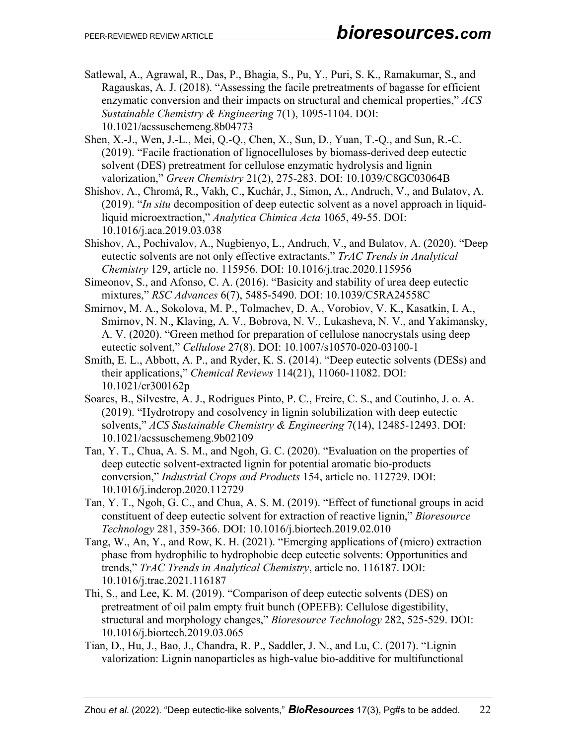Satlewal, A., Agrawal, R., Das, P., Bhagia, S., Pu, Y., Puri, S. K., Ramakumar, S., and Ragauskas, A. J. (2018). "Assessing the facile pretreatments of bagasse for efficient enzymatic conversion and their impacts on structural and chemical properties," *ACS Sustainable Chemistry & Engineering* 7(1), 1095-1104. DOI: 10.1021/acssuschemeng.8b04773

Shen, X.-J., Wen, J.-L., Mei, Q.-Q., Chen, X., Sun, D., Yuan, T.-Q., and Sun, R.-C. (2019). "Facile fractionation of lignocelluloses by biomass-derived deep eutectic solvent (DES) pretreatment for cellulose enzymatic hydrolysis and lignin valorization," *Green Chemistry* 21(2), 275-283. DOI: 10.1039/C8GC03064B

Shishov, A., Chromá, R., Vakh, C., Kuchár, J., Simon, A., Andruch, V., and Bulatov, A. (2019). "*In situ* decomposition of deep eutectic solvent as a novel approach in liquid-liquid microextraction," *Analytica Chimica Acta* 1065, 49-55. DOI: 10.1016/j.aca.2019.03.038

Shishov, A., Pochivalov, A., Nugbienyo, L., Andruch, V., and Bulatov, A. (2020). "Deep eutectic solvents are not only effective extractants," *TrAC Trends in Analytical Chemistry* 129, article no. 115956. DOI: 10.1016/j.trac.2020.115956

Simeonov, S., and Afonso, C. A. (2016). "Basicity and stability of urea deep eutectic mixtures," *RSC Advances* 6(7), 5485-5490. DOI: 10.1039/C5RA24558C

Smirnov, M. A., Sokolova, M. P., Tolmachev, D. A., Vorobiov, V. K., Kasatkin, I. A., Smirnov, N. N., Klaving, A. V., Bobrova, N. V., Lukasheva, N. V., and Yakimansky, A. V. (2020). "Green method for preparation of cellulose nanocrystals using deep eutectic solvent," *Cellulose* 27(8). DOI: 10.1007/s10570-020-03100-1

Smith, E. L., Abbott, A. P., and Ryder, K. S. (2014). "Deep eutectic solvents (DESs) and their applications," *Chemical Reviews* 114(21), 11060-11082. DOI: 10.1021/cr300162p

Soares, B., Silvestre, A. J., Rodrigues Pinto, P. C., Freire, C. S., and Coutinho, J. o. A. (2019). "Hydrotropy and cosolvency in lignin solubilization with deep eutectic solvents," *ACS Sustainable Chemistry & Engineering* 7(14), 12485-12493. DOI: 10.1021/acssuschemeng.9b02109

Tan, Y. T., Chua, A. S. M., and Ngoh, G. C. (2020). "Evaluation on the properties of deep eutectic solvent-extracted lignin for potential aromatic bio-products conversion," *Industrial Crops and Products* 154, article no. 112729. DOI: 10.1016/j.indcrop.2020.112729

Tan, Y. T., Ngoh, G. C., and Chua, A. S. M. (2019). "Effect of functional groups in acid constituent of deep eutectic solvent for extraction of reactive lignin," *Bioresource Technology* 281, 359-366. DOI: 10.1016/j.biortech.2019.02.010

Tang, W., An, Y., and Row, K. H. (2021). "Emerging applications of (micro) extraction phase from hydrophilic to hydrophobic deep eutectic solvents: Opportunities and trends," *TrAC Trends in Analytical Chemistry*, article no. 116187. DOI: 10.1016/j.trac.2021.116187

Thi, S., and Lee, K. M. (2019). "Comparison of deep eutectic solvents (DES) on pretreatment of oil palm empty fruit bunch (OPEFB): Cellulose digestibility, structural and morphology changes," *Bioresource Technology* 282, 525-529. DOI: 10.1016/j.biortech.2019.03.065

Tian, D., Hu, J., Bao, J., Chandra, R. P., Saddler, J. N., and Lu, C. (2017). "Lignin valorization: Lignin nanoparticles as high-value bio-additive for multifunctional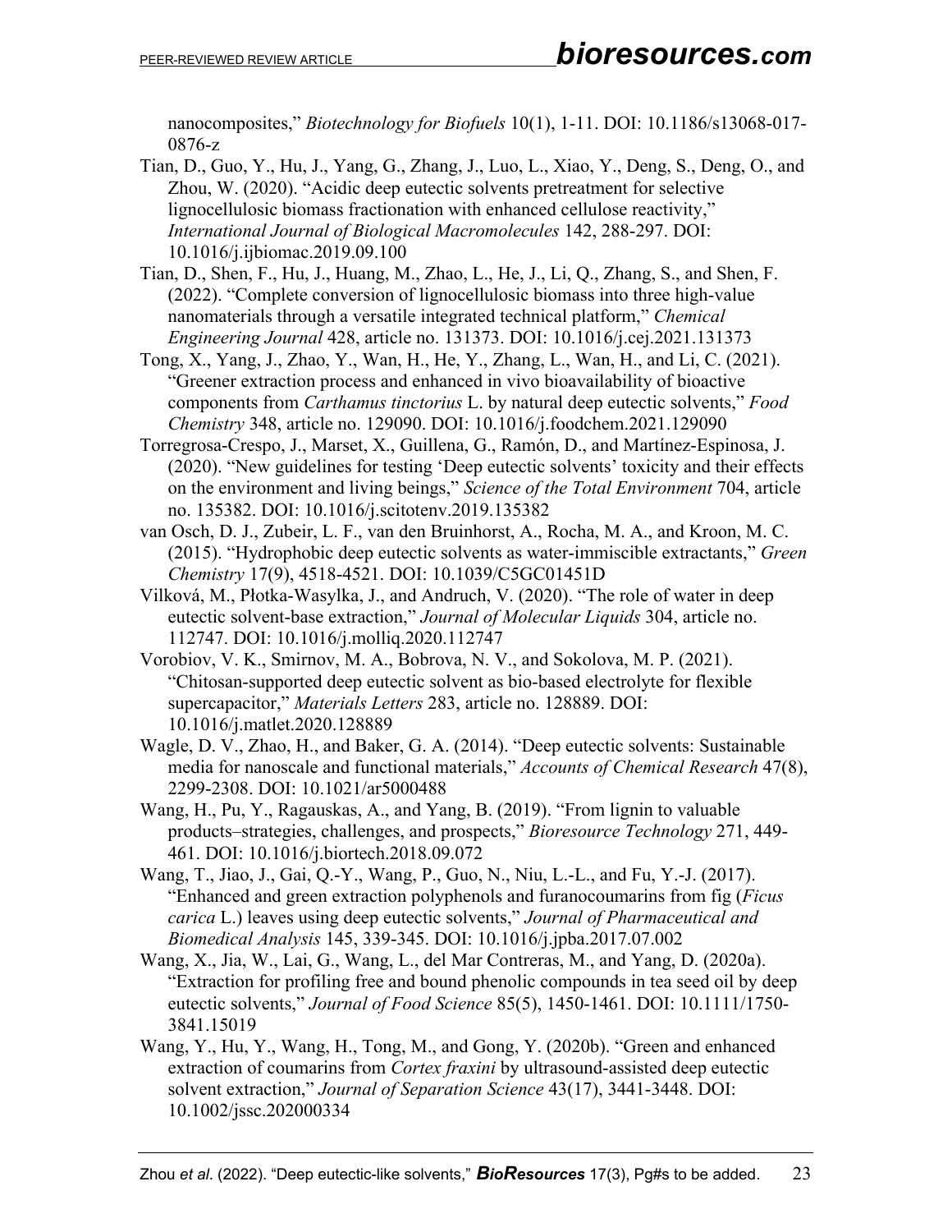nanocomposites," *Biotechnology for Biofuels* 10(1), 1-11. DOI: 10.1186/s13068-017-0876-z

Tian, D., Guo, Y., Hu, J., Yang, G., Zhang, J., Luo, L., Xiao, Y., Deng, S., Deng, O., and Zhou, W. (2020). "Acidic deep eutectic solvents pretreatment for selective lignocellulosic biomass fractionation with enhanced cellulose reactivity," *International Journal of Biological Macromolecules* 142, 288-297. DOI: 10.1016/j.ijbiomac.2019.09.100

Tian, D., Shen, F., Hu, J., Huang, M., Zhao, L., He, J., Li, Q., Zhang, S., and Shen, F. (2022). "Complete conversion of lignocellulosic biomass into three high-value nanomaterials through a versatile integrated technical platform," *Chemical Engineering Journal* 428, article no. 131373. DOI: 10.1016/j.cej.2021.131373

Tong, X., Yang, J., Zhao, Y., Wan, H., He, Y., Zhang, L., Wan, H., and Li, C. (2021). "Greener extraction process and enhanced in vivo bioavailability of bioactive components from *Carthamus tinctorius* L. by natural deep eutectic solvents," *Food Chemistry* 348, article no. 129090. DOI: 10.1016/j.foodchem.2021.129090

Torregrosa-Crespo, J., Marset, X., Guillena, G., Ramón, D., and Martínez-Espinosa, J. (2020). "New guidelines for testing 'Deep eutectic solvents' toxicity and their effects on the environment and living beings," *Science of the Total Environment* 704, article no. 135382. DOI: 10.1016/j.scitotenv.2019.135382

van Osch, D. J., Zubeir, L. F., van den Bruinhorst, A., Rocha, M. A., and Kroon, M. C. (2015). "Hydrophobic deep eutectic solvents as water-immiscible extractants," *Green Chemistry* 17(9), 4518-4521. DOI: 10.1039/C5GC01451D

Vilková, M., Płotka-Wasylka, J., and Andruch, V. (2020). "The role of water in deep eutectic solvent-base extraction," *Journal of Molecular Liquids* 304, article no. 112747. DOI: 10.1016/j.molliq.2020.112747

Vorobiov, V. K., Smirnov, M. A., Bobrova, N. V., and Sokolova, M. P. (2021). "Chitosan-supported deep eutectic solvent as bio-based electrolyte for flexible supercapacitor," *Materials Letters* 283, article no. 128889. DOI: 10.1016/j.matlet.2020.128889

Wagle, D. V., Zhao, H., and Baker, G. A. (2014). "Deep eutectic solvents: Sustainable media for nanoscale and functional materials," *Accounts of Chemical Research* 47(8), 2299-2308. DOI: 10.1021/ar5000488

Wang, H., Pu, Y., Ragauskas, A., and Yang, B. (2019). "From lignin to valuable products–strategies, challenges, and prospects," *Bioresource Technology* 271, 449-461. DOI: 10.1016/j.biortech.2018.09.072

Wang, T., Jiao, J., Gai, Q.-Y., Wang, P., Guo, N., Niu, L.-L., and Fu, Y.-J. (2017). "Enhanced and green extraction polyphenols and furanocoumarins from fig (*Ficus carica* L.) leaves using deep eutectic solvents," *Journal of Pharmaceutical and Biomedical Analysis* 145, 339-345. DOI: 10.1016/j.jpba.2017.07.002

Wang, X., Jia, W., Lai, G., Wang, L., del Mar Contreras, M., and Yang, D. (2020a). "Extraction for profiling free and bound phenolic compounds in tea seed oil by deep eutectic solvents," *Journal of Food Science* 85(5), 1450-1461. DOI: 10.1111/1750-3841.15019

Wang, Y., Hu, Y., Wang, H., Tong, M., and Gong, Y. (2020b). "Green and enhanced extraction of coumarins from *Cortex fraxini* by ultrasound-assisted deep eutectic solvent extraction," *Journal of Separation Science* 43(17), 3441-3448. DOI: 10.1002/jssc.202000334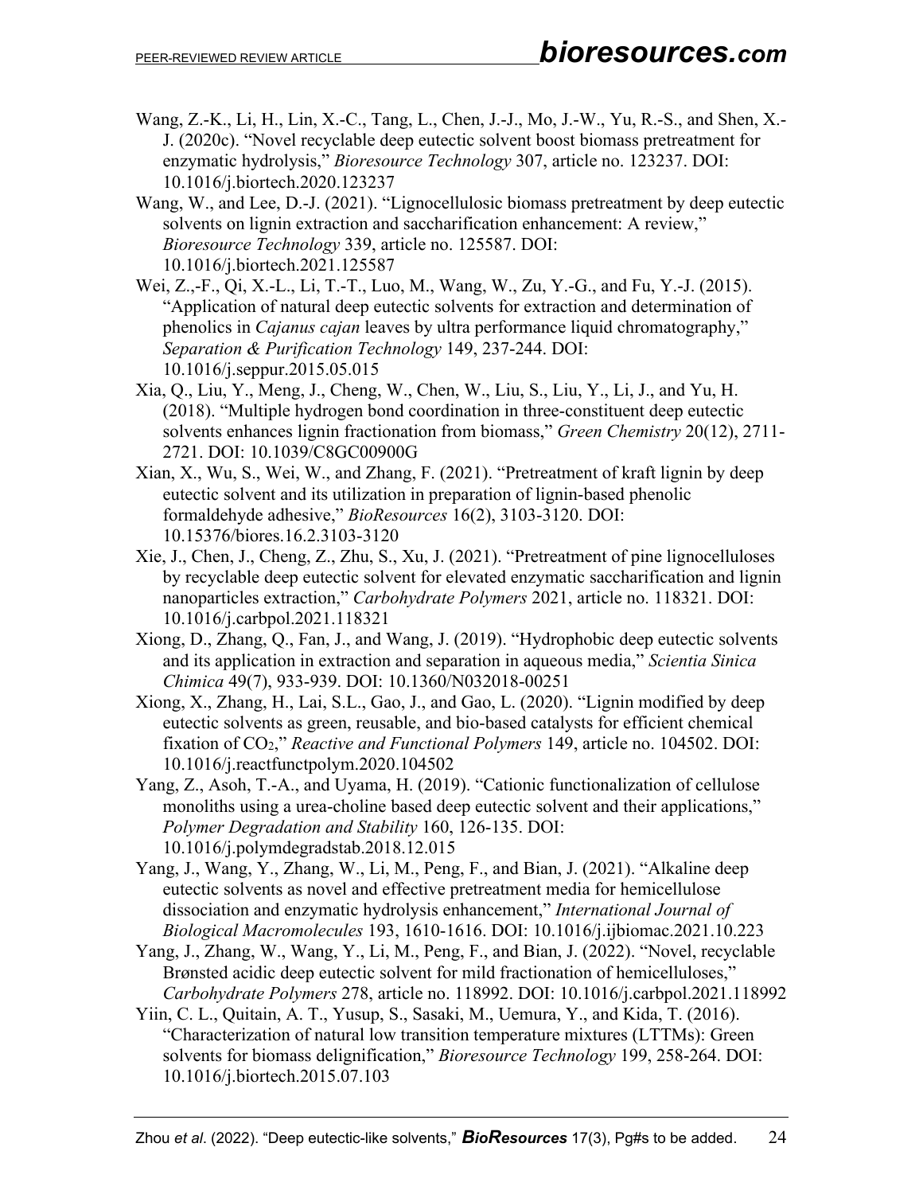Wang, Z.-K., Li, H., Lin, X.-C., Tang, L., Chen, J.-J., Mo, J.-W., Yu, R.-S., and Shen, X.-J. (2020c). "Novel recyclable deep eutectic solvent boost biomass pretreatment for enzymatic hydrolysis," *Bioresource Technology* 307, article no. 123237. DOI: 10.1016/j.biortech.2020.123237

Wang, W., and Lee, D.-J. (2021). "Lignocellulosic biomass pretreatment by deep eutectic solvents on lignin extraction and saccharification enhancement: A review," *Bioresource Technology* 339, article no. 125587. DOI: 10.1016/j.biortech.2021.125587

Wei, Z.,-F., Qi, X.-L., Li, T.-T., Luo, M., Wang, W., Zu, Y.-G., and Fu, Y.-J. (2015). "Application of natural deep eutectic solvents for extraction and determination of phenolics in *Cajanus cajan* leaves by ultra performance liquid chromatography," *Separation & Purification Technology* 149, 237-244. DOI: 10.1016/j.seppur.2015.05.015

Xia, Q., Liu, Y., Meng, J., Cheng, W., Chen, W., Liu, S., Liu, Y., Li, J., and Yu, H. (2018). "Multiple hydrogen bond coordination in three-constituent deep eutectic solvents enhances lignin fractionation from biomass," *Green Chemistry* 20(12), 2711-2721. DOI: 10.1039/C8GC00900G

Xian, X., Wu, S., Wei, W., and Zhang, F. (2021). "Pretreatment of kraft lignin by deep eutectic solvent and its utilization in preparation of lignin-based phenolic formaldehyde adhesive," *BioResources* 16(2), 3103-3120. DOI: 10.15376/biores.16.2.3103-3120

Xie, J., Chen, J., Cheng, Z., Zhu, S., Xu, J. (2021). "Pretreatment of pine lignocelluloses by recyclable deep eutectic solvent for elevated enzymatic saccharification and lignin nanoparticles extraction," *Carbohydrate Polymers* 2021, article no. 118321. DOI: 10.1016/j.carbpol.2021.118321

Xiong, D., Zhang, Q., Fan, J., and Wang, J. (2019). "Hydrophobic deep eutectic solvents and its application in extraction and separation in aqueous media," *Scientia Sinica Chimica* 49(7), 933-939. DOI: 10.1360/N032018-00251

Xiong, X., Zhang, H., Lai, S.L., Gao, J., and Gao, L. (2020). "Lignin modified by deep eutectic solvents as green, reusable, and bio-based catalysts for efficient chemical fixation of $CO_2$," *Reactive and Functional Polymers* 149, article no. 104502. DOI: 10.1016/j.reactfunctpolym.2020.104502

Yang, Z., Asoh, T.-A., and Uyama, H. (2019). "Cationic functionalization of cellulose monoliths using a urea-choline based deep eutectic solvent and their applications," *Polymer Degradation and Stability* 160, 126-135. DOI: 10.1016/j.polymdegradstab.2018.12.015

Yang, J., Wang, Y., Zhang, W., Li, M., Peng, F., and Bian, J. (2021). "Alkaline deep eutectic solvents as novel and effective pretreatment media for hemicellulose dissociation and enzymatic hydrolysis enhancement," *International Journal of Biological Macromolecules* 193, 1610-1616. DOI: 10.1016/j.ijbiomac.2021.10.223

Yang, J., Zhang, W., Wang, Y., Li, M., Peng, F., and Bian, J. (2022). "Novel, recyclable Brønsted acidic deep eutectic solvent for mild fractionation of hemicelluloses," *Carbohydrate Polymers* 278, article no. 118992. DOI: 10.1016/j.carbpol.2021.118992

Yiin, C. L., Quitain, A. T., Yusup, S., Sasaki, M., Uemura, Y., and Kida, T. (2016). "Characterization of natural low transition temperature mixtures (LTTMs): Green solvents for biomass delignification," *Bioresource Technology* 199, 258-264. DOI: 10.1016/j.biortech.2015.07.103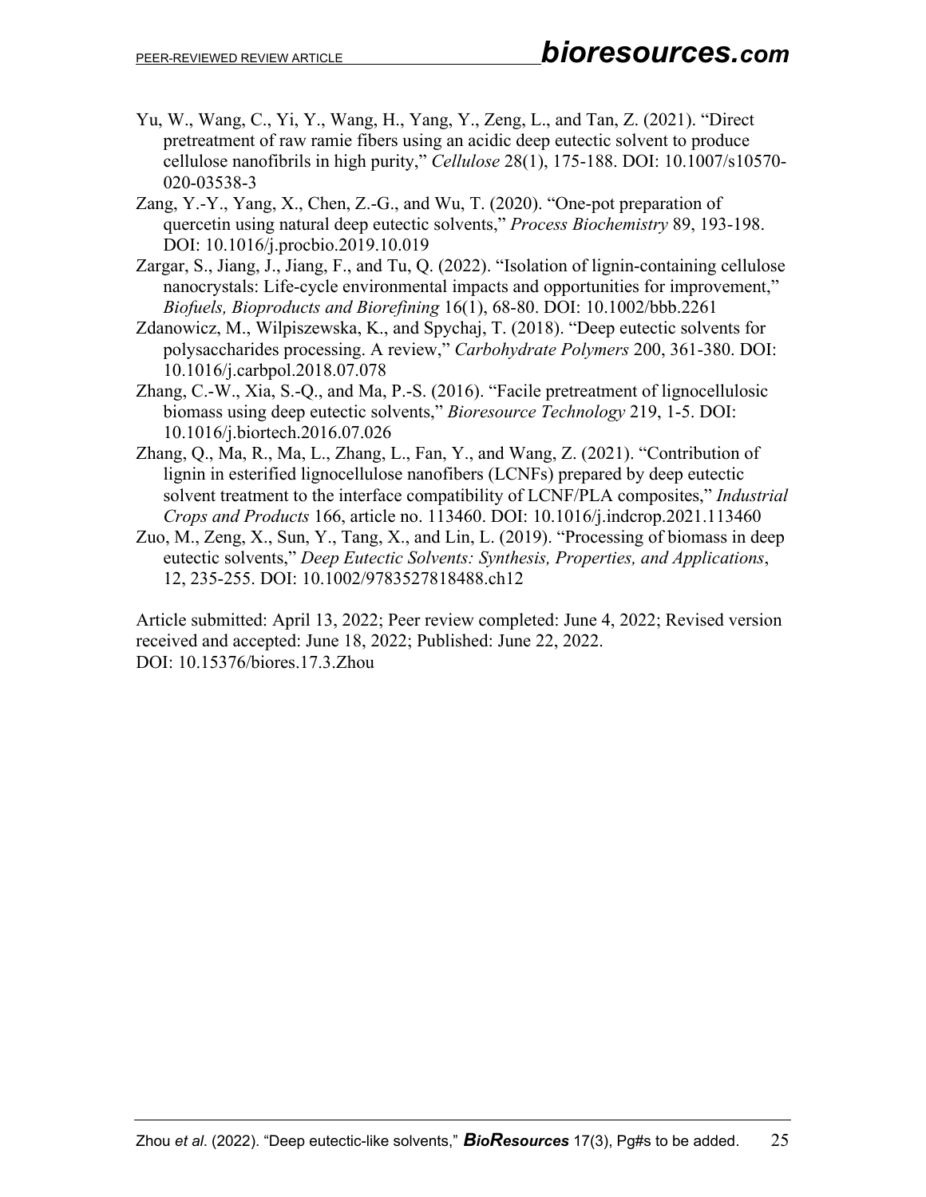Yu, W., Wang, C., Yi, Y., Wang, H., Yang, Y., Zeng, L., and Tan, Z. (2021). "Direct pretreatment of raw ramie fibers using an acidic deep eutectic solvent to produce cellulose nanofibrils in high purity," *Cellulose* 28(1), 175-188. DOI: 10.1007/s10570-020-03538-3

Zang, Y.-Y., Yang, X., Chen, Z.-G., and Wu, T. (2020). "One-pot preparation of quercetin using natural deep eutectic solvents," *Process Biochemistry* 89, 193-198. DOI: 10.1016/j.procbio.2019.10.019

Zargar, S., Jiang, J., Jiang, F., and Tu, Q. (2022). "Isolation of lignin-containing cellulose nanocrystals: Life-cycle environmental impacts and opportunities for improvement," *Biofuels, Bioproducts and Biorefining* 16(1), 68-80. DOI: 10.1002/bbb.2261

Zdanowicz, M., Wilpiszewska, K., and Spychaj, T. (2018). "Deep eutectic solvents for polysaccharides processing. A review," *Carbohydrate Polymers* 200, 361-380. DOI: 10.1016/j.carbpol.2018.07.078

Zhang, C.-W., Xia, S.-Q., and Ma, P.-S. (2016). "Facile pretreatment of lignocellulosic biomass using deep eutectic solvents," *Bioresource Technology* 219, 1-5. DOI: 10.1016/j.biortech.2016.07.026

Zhang, Q., Ma, R., Ma, L., Zhang, L., Fan, Y., and Wang, Z. (2021). "Contribution of lignin in esterified lignocellulose nanofibers (LCNFs) prepared by deep eutectic solvent treatment to the interface compatibility of LCNF/PLA composites," *Industrial Crops and Products* 166, article no. 113460. DOI: 10.1016/j.indcrop.2021.113460

Zuo, M., Zeng, X., Sun, Y., Tang, X., and Lin, L. (2019). "Processing of biomass in deep eutectic solvents," *Deep Eutectic Solvents: Synthesis, Properties, and Applications*, 12, 235-255. DOI: 10.1002/9783527818488.ch12

Article submitted: April 13, 2022; Peer review completed: June 4, 2022; Revised version received and accepted: June 18, 2022; Published: June 22, 2022.
DOI: 10.15376/biores.17.3.Zhou